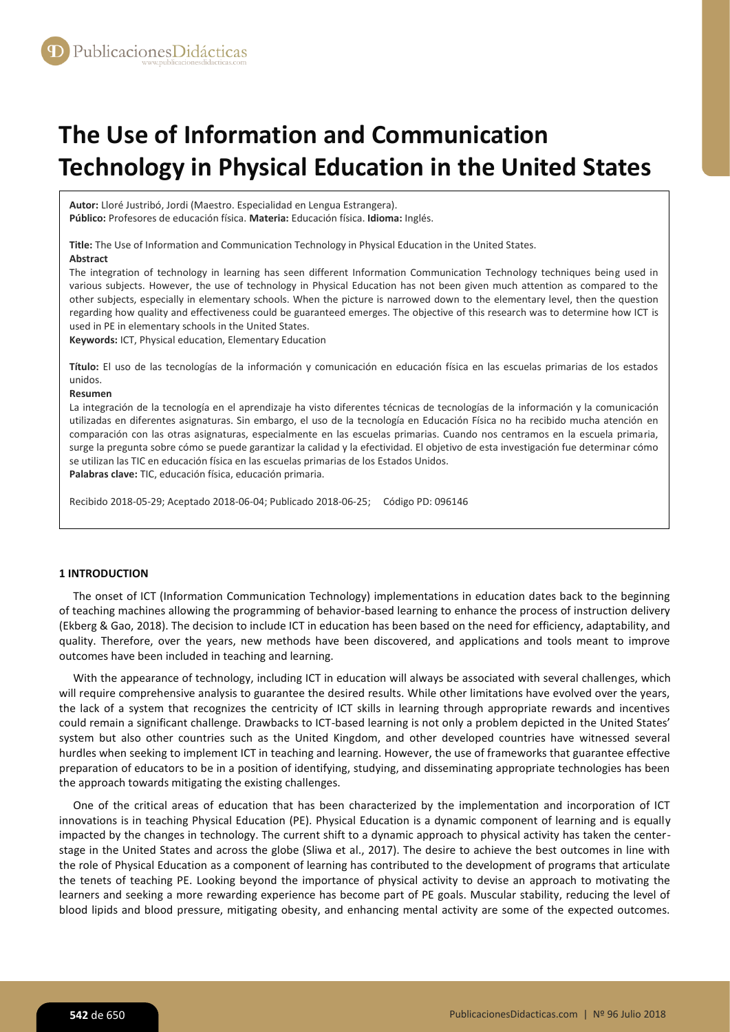# The Use of Information and Communication Technology in Physical Education in the United States

**Autor:** Lloré Justribó, Jordi (Maestro. Especialidad en Lengua Estrangera).
**Público:** Profesores de educación física. **Materia:** Educación física. **Idioma:** Inglés.

**Title:** The Use of Information and Communication Technology in Physical Education in the United States.

**Abstract**

The integration of technology in learning has seen different Information Communication Technology techniques being used in various subjects. However, the use of technology in Physical Education has not been given much attention as compared to the other subjects, especially in elementary schools. When the picture is narrowed down to the elementary level, then the question regarding how quality and effectiveness could be guaranteed emerges. The objective of this research was to determine how ICT is used in PE in elementary schools in the United States.

**Keywords:** ICT, Physical education, Elementary Education

**Título:** El uso de las tecnologías de la información y comunicación en educación física en las escuelas primarias de los estados unidos.

**Resumen**

La integración de la tecnología en el aprendizaje ha visto diferentes técnicas de tecnologías de la información y la comunicación utilizadas en diferentes asignaturas. Sin embargo, el uso de la tecnología en Educación Física no ha recibido mucha atención en comparación con las otras asignaturas, especialmente en las escuelas primarias. Cuando nos centramos en la escuela primaria, surge la pregunta sobre cómo se puede garantizar la calidad y la efectividad. El objetivo de esta investigación fue determinar cómo se utilizan las TIC en educación física en las escuelas primarias de los Estados Unidos.

**Palabras clave:** TIC, educación física, educación primaria.

Recibido 2018-05-29; Aceptado 2018-06-04; Publicado 2018-06-25; Código PD: 096146

## 1 INTRODUCTION

The onset of ICT (Information Communication Technology) implementations in education dates back to the beginning of teaching machines allowing the programming of behavior-based learning to enhance the process of instruction delivery (Ekberg & Gao, 2018). The decision to include ICT in education has been based on the need for efficiency, adaptability, and quality. Therefore, over the years, new methods have been discovered, and applications and tools meant to improve outcomes have been included in teaching and learning.

With the appearance of technology, including ICT in education will always be associated with several challenges, which will require comprehensive analysis to guarantee the desired results. While other limitations have evolved over the years, the lack of a system that recognizes the centricity of ICT skills in learning through appropriate rewards and incentives could remain a significant challenge. Drawbacks to ICT-based learning is not only a problem depicted in the United States' system but also other countries such as the United Kingdom, and other developed countries have witnessed several hurdles when seeking to implement ICT in teaching and learning. However, the use of frameworks that guarantee effective preparation of educators to be in a position of identifying, studying, and disseminating appropriate technologies has been the approach towards mitigating the existing challenges.

One of the critical areas of education that has been characterized by the implementation and incorporation of ICT innovations is in teaching Physical Education (PE). Physical Education is a dynamic component of learning and is equally impacted by the changes in technology. The current shift to a dynamic approach to physical activity has taken the center-stage in the United States and across the globe (Sliwa et al., 2017). The desire to achieve the best outcomes in line with the role of Physical Education as a component of learning has contributed to the development of programs that articulate the tenets of teaching PE. Looking beyond the importance of physical activity to devise an approach to motivating the learners and seeking a more rewarding experience has become part of PE goals. Muscular stability, reducing the level of blood lipids and blood pressure, mitigating obesity, and enhancing mental activity are some of the expected outcomes.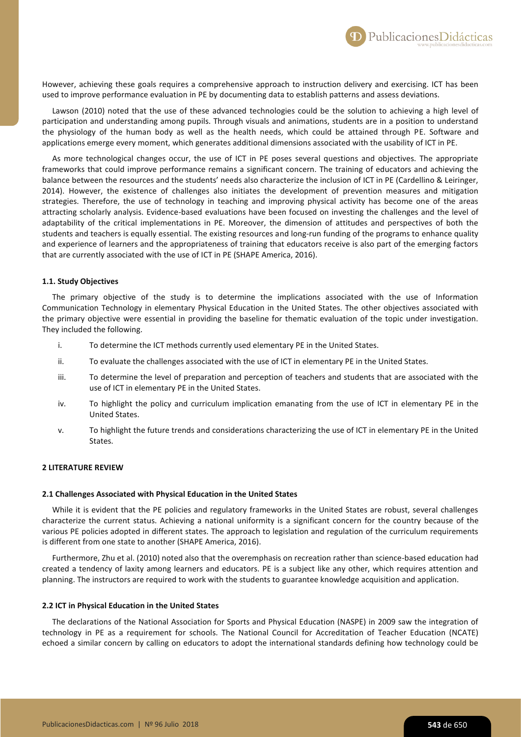However, achieving these goals requires a comprehensive approach to instruction delivery and exercising. ICT has been used to improve performance evaluation in PE by documenting data to establish patterns and assess deviations.

Lawson (2010) noted that the use of these advanced technologies could be the solution to achieving a high level of participation and understanding among pupils. Through visuals and animations, students are in a position to understand the physiology of the human body as well as the health needs, which could be attained through PE. Software and applications emerge every moment, which generates additional dimensions associated with the usability of ICT in PE.

As more technological changes occur, the use of ICT in PE poses several questions and objectives. The appropriate frameworks that could improve performance remains a significant concern. The training of educators and achieving the balance between the resources and the students' needs also characterize the inclusion of ICT in PE (Cardellino & Leiringer, 2014). However, the existence of challenges also initiates the development of prevention measures and mitigation strategies. Therefore, the use of technology in teaching and improving physical activity has become one of the areas attracting scholarly analysis. Evidence-based evaluations have been focused on investing the challenges and the level of adaptability of the critical implementations in PE. Moreover, the dimension of attitudes and perspectives of both the students and teachers is equally essential. The existing resources and long-run funding of the programs to enhance quality and experience of learners and the appropriateness of training that educators receive is also part of the emerging factors that are currently associated with the use of ICT in PE (SHAPE America, 2016).

### 1.1. Study Objectives

The primary objective of the study is to determine the implications associated with the use of Information Communication Technology in elementary Physical Education in the United States. The other objectives associated with the primary objective were essential in providing the baseline for thematic evaluation of the topic under investigation. They included the following.

i. To determine the ICT methods currently used elementary PE in the United States.

ii. To evaluate the challenges associated with the use of ICT in elementary PE in the United States.

iii. To determine the level of preparation and perception of teachers and students that are associated with the use of ICT in elementary PE in the United States.

iv. To highlight the policy and curriculum implication emanating from the use of ICT in elementary PE in the United States.

v. To highlight the future trends and considerations characterizing the use of ICT in elementary PE in the United States.

## 2 LITERATURE REVIEW

### 2.1 Challenges Associated with Physical Education in the United States

While it is evident that the PE policies and regulatory frameworks in the United States are robust, several challenges characterize the current status. Achieving a national uniformity is a significant concern for the country because of the various PE policies adopted in different states. The approach to legislation and regulation of the curriculum requirements is different from one state to another (SHAPE America, 2016).

Furthermore, Zhu et al. (2010) noted also that the overemphasis on recreation rather than science-based education had created a tendency of laxity among learners and educators. PE is a subject like any other, which requires attention and planning. The instructors are required to work with the students to guarantee knowledge acquisition and application.

### 2.2 ICT in Physical Education in the United States

The declarations of the National Association for Sports and Physical Education (NASPE) in 2009 saw the integration of technology in PE as a requirement for schools. The National Council for Accreditation of Teacher Education (NCATE) echoed a similar concern by calling on educators to adopt the international standards defining how technology could be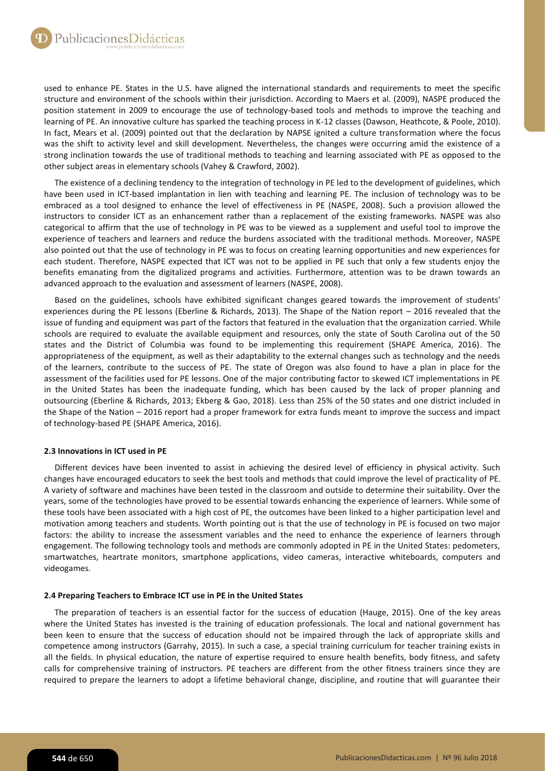used to enhance PE. States in the U.S. have aligned the international standards and requirements to meet the specific structure and environment of the schools within their jurisdiction. According to Maers et al. (2009), NASPE produced the position statement in 2009 to encourage the use of technology-based tools and methods to improve the teaching and learning of PE. An innovative culture has sparked the teaching process in K-12 classes (Dawson, Heathcote, & Poole, 2010). In fact, Mears et al. (2009) pointed out that the declaration by NAPSE ignited a culture transformation where the focus was the shift to activity level and skill development. Nevertheless, the changes were occurring amid the existence of a strong inclination towards the use of traditional methods to teaching and learning associated with PE as opposed to the other subject areas in elementary schools (Vahey & Crawford, 2002).

The existence of a declining tendency to the integration of technology in PE led to the development of guidelines, which have been used in ICT-based implantation in lien with teaching and learning PE. The inclusion of technology was to be embraced as a tool designed to enhance the level of effectiveness in PE (NASPE, 2008). Such a provision allowed the instructors to consider ICT as an enhancement rather than a replacement of the existing frameworks. NASPE was also categorical to affirm that the use of technology in PE was to be viewed as a supplement and useful tool to improve the experience of teachers and learners and reduce the burdens associated with the traditional methods. Moreover, NASPE also pointed out that the use of technology in PE was to focus on creating learning opportunities and new experiences for each student. Therefore, NASPE expected that ICT was not to be applied in PE such that only a few students enjoy the benefits emanating from the digitalized programs and activities. Furthermore, attention was to be drawn towards an advanced approach to the evaluation and assessment of learners (NASPE, 2008).

Based on the guidelines, schools have exhibited significant changes geared towards the improvement of students' experiences during the PE lessons (Eberline & Richards, 2013). The Shape of the Nation report – 2016 revealed that the issue of funding and equipment was part of the factors that featured in the evaluation that the organization carried. While schools are required to evaluate the available equipment and resources, only the state of South Carolina out of the 50 states and the District of Columbia was found to be implementing this requirement (SHAPE America, 2016). The appropriateness of the equipment, as well as their adaptability to the external changes such as technology and the needs of the learners, contribute to the success of PE. The state of Oregon was also found to have a plan in place for the assessment of the facilities used for PE lessons. One of the major contributing factor to skewed ICT implementations in PE in the United States has been the inadequate funding, which has been caused by the lack of proper planning and outsourcing (Eberline & Richards, 2013; Ekberg & Gao, 2018). Less than 25% of the 50 states and one district included in the Shape of the Nation – 2016 report had a proper framework for extra funds meant to improve the success and impact of technology-based PE (SHAPE America, 2016).

### 2.3 Innovations in ICT used in PE

Different devices have been invented to assist in achieving the desired level of efficiency in physical activity. Such changes have encouraged educators to seek the best tools and methods that could improve the level of practicality of PE. A variety of software and machines have been tested in the classroom and outside to determine their suitability. Over the years, some of the technologies have proved to be essential towards enhancing the experience of learners. While some of these tools have been associated with a high cost of PE, the outcomes have been linked to a higher participation level and motivation among teachers and students. Worth pointing out is that the use of technology in PE is focused on two major factors: the ability to increase the assessment variables and the need to enhance the experience of learners through engagement. The following technology tools and methods are commonly adopted in PE in the United States: pedometers, smartwatches, heartrate monitors, smartphone applications, video cameras, interactive whiteboards, computers and videogames.

### 2.4 Preparing Teachers to Embrace ICT use in PE in the United States

The preparation of teachers is an essential factor for the success of education (Hauge, 2015). One of the key areas where the United States has invested is the training of education professionals. The local and national government has been keen to ensure that the success of education should not be impaired through the lack of appropriate skills and competence among instructors (Garrahy, 2015). In such a case, a special training curriculum for teacher training exists in all the fields. In physical education, the nature of expertise required to ensure health benefits, body fitness, and safety calls for comprehensive training of instructors. PE teachers are different from the other fitness trainers since they are required to prepare the learners to adopt a lifetime behavioral change, discipline, and routine that will guarantee their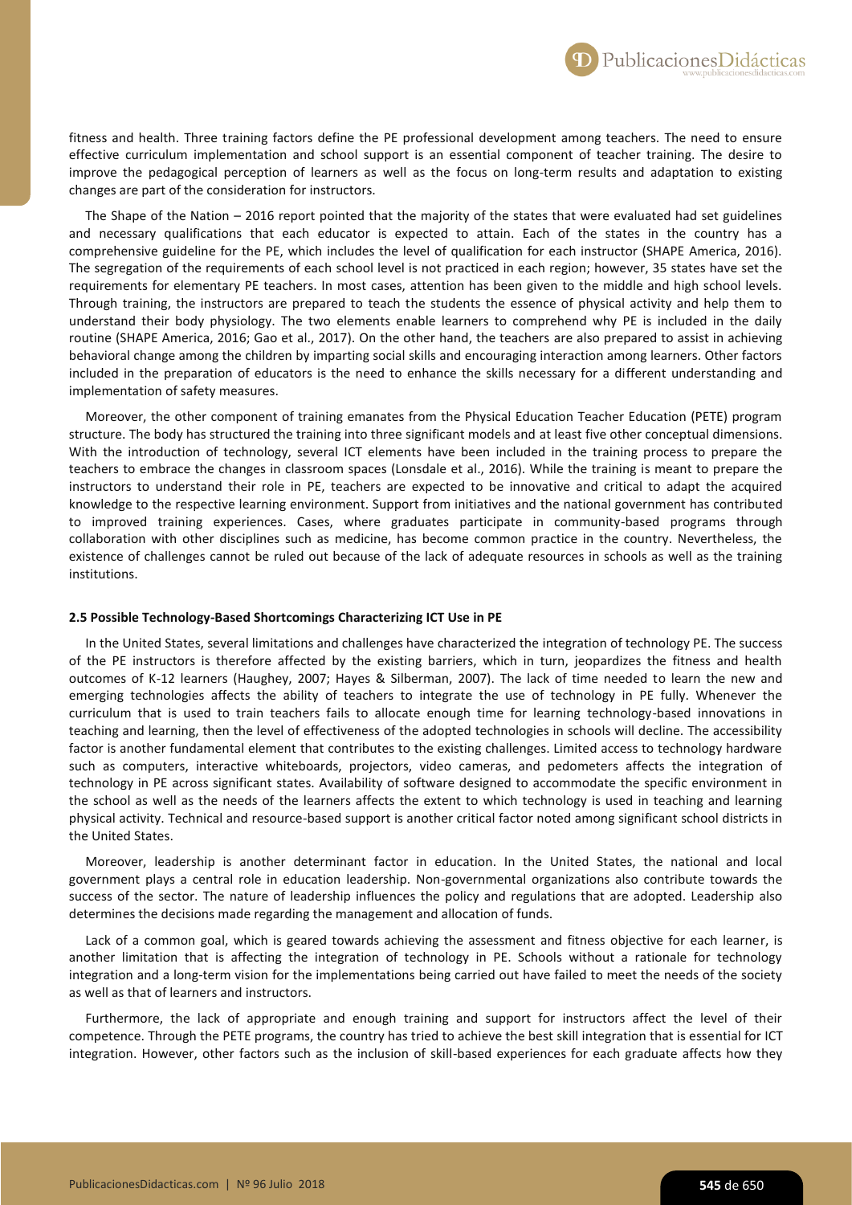fitness and health. Three training factors define the PE professional development among teachers. The need to ensure effective curriculum implementation and school support is an essential component of teacher training. The desire to improve the pedagogical perception of learners as well as the focus on long-term results and adaptation to existing changes are part of the consideration for instructors.

The Shape of the Nation – 2016 report pointed that the majority of the states that were evaluated had set guidelines and necessary qualifications that each educator is expected to attain. Each of the states in the country has a comprehensive guideline for the PE, which includes the level of qualification for each instructor (SHAPE America, 2016). The segregation of the requirements of each school level is not practiced in each region; however, 35 states have set the requirements for elementary PE teachers. In most cases, attention has been given to the middle and high school levels. Through training, the instructors are prepared to teach the students the essence of physical activity and help them to understand their body physiology. The two elements enable learners to comprehend why PE is included in the daily routine (SHAPE America, 2016; Gao et al., 2017). On the other hand, the teachers are also prepared to assist in achieving behavioral change among the children by imparting social skills and encouraging interaction among learners. Other factors included in the preparation of educators is the need to enhance the skills necessary for a different understanding and implementation of safety measures.

Moreover, the other component of training emanates from the Physical Education Teacher Education (PETE) program structure. The body has structured the training into three significant models and at least five other conceptual dimensions. With the introduction of technology, several ICT elements have been included in the training process to prepare the teachers to embrace the changes in classroom spaces (Lonsdale et al., 2016). While the training is meant to prepare the instructors to understand their role in PE, teachers are expected to be innovative and critical to adapt the acquired knowledge to the respective learning environment. Support from initiatives and the national government has contributed to improved training experiences. Cases, where graduates participate in community-based programs through collaboration with other disciplines such as medicine, has become common practice in the country. Nevertheless, the existence of challenges cannot be ruled out because of the lack of adequate resources in schools as well as the training institutions.

#### 2.5 Possible Technology-Based Shortcomings Characterizing ICT Use in PE

In the United States, several limitations and challenges have characterized the integration of technology PE. The success of the PE instructors is therefore affected by the existing barriers, which in turn, jeopardizes the fitness and health outcomes of K-12 learners (Haughey, 2007; Hayes & Silberman, 2007). The lack of time needed to learn the new and emerging technologies affects the ability of teachers to integrate the use of technology in PE fully. Whenever the curriculum that is used to train teachers fails to allocate enough time for learning technology-based innovations in teaching and learning, then the level of effectiveness of the adopted technologies in schools will decline. The accessibility factor is another fundamental element that contributes to the existing challenges. Limited access to technology hardware such as computers, interactive whiteboards, projectors, video cameras, and pedometers affects the integration of technology in PE across significant states. Availability of software designed to accommodate the specific environment in the school as well as the needs of the learners affects the extent to which technology is used in teaching and learning physical activity. Technical and resource-based support is another critical factor noted among significant school districts in the United States.

Moreover, leadership is another determinant factor in education. In the United States, the national and local government plays a central role in education leadership. Non-governmental organizations also contribute towards the success of the sector. The nature of leadership influences the policy and regulations that are adopted. Leadership also determines the decisions made regarding the management and allocation of funds.

Lack of a common goal, which is geared towards achieving the assessment and fitness objective for each learner, is another limitation that is affecting the integration of technology in PE. Schools without a rationale for technology integration and a long-term vision for the implementations being carried out have failed to meet the needs of the society as well as that of learners and instructors.

Furthermore, the lack of appropriate and enough training and support for instructors affect the level of their competence. Through the PETE programs, the country has tried to achieve the best skill integration that is essential for ICT integration. However, other factors such as the inclusion of skill-based experiences for each graduate affects how they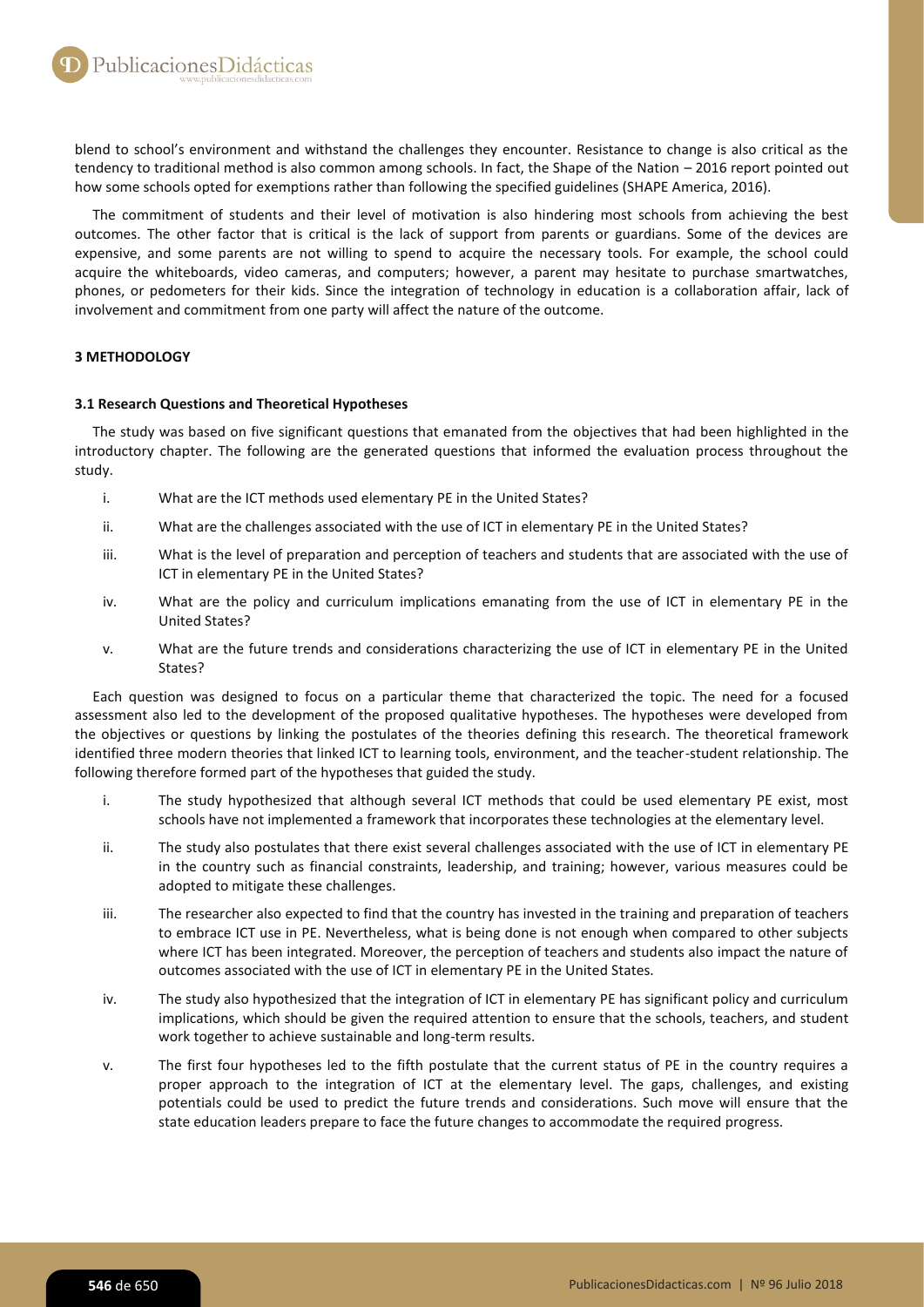blend to school's environment and withstand the challenges they encounter. Resistance to change is also critical as the tendency to traditional method is also common among schools. In fact, the Shape of the Nation – 2016 report pointed out how some schools opted for exemptions rather than following the specified guidelines (SHAPE America, 2016).

The commitment of students and their level of motivation is also hindering most schools from achieving the best outcomes. The other factor that is critical is the lack of support from parents or guardians. Some of the devices are expensive, and some parents are not willing to spend to acquire the necessary tools. For example, the school could acquire the whiteboards, video cameras, and computers; however, a parent may hesitate to purchase smartwatches, phones, or pedometers for their kids. Since the integration of technology in education is a collaboration affair, lack of involvement and commitment from one party will affect the nature of the outcome.

## 3 METHODOLOGY

### 3.1 Research Questions and Theoretical Hypotheses

The study was based on five significant questions that emanated from the objectives that had been highlighted in the introductory chapter. The following are the generated questions that informed the evaluation process throughout the study.

i. What are the ICT methods used elementary PE in the United States?

ii. What are the challenges associated with the use of ICT in elementary PE in the United States?

iii. What is the level of preparation and perception of teachers and students that are associated with the use of ICT in elementary PE in the United States?

iv. What are the policy and curriculum implications emanating from the use of ICT in elementary PE in the United States?

v. What are the future trends and considerations characterizing the use of ICT in elementary PE in the United States?

Each question was designed to focus on a particular theme that characterized the topic. The need for a focused assessment also led to the development of the proposed qualitative hypotheses. The hypotheses were developed from the objectives or questions by linking the postulates of the theories defining this research. The theoretical framework identified three modern theories that linked ICT to learning tools, environment, and the teacher-student relationship. The following therefore formed part of the hypotheses that guided the study.

i. The study hypothesized that although several ICT methods that could be used elementary PE exist, most schools have not implemented a framework that incorporates these technologies at the elementary level.

ii. The study also postulates that there exist several challenges associated with the use of ICT in elementary PE in the country such as financial constraints, leadership, and training; however, various measures could be adopted to mitigate these challenges.

iii. The researcher also expected to find that the country has invested in the training and preparation of teachers to embrace ICT use in PE. Nevertheless, what is being done is not enough when compared to other subjects where ICT has been integrated. Moreover, the perception of teachers and students also impact the nature of outcomes associated with the use of ICT in elementary PE in the United States.

iv. The study also hypothesized that the integration of ICT in elementary PE has significant policy and curriculum implications, which should be given the required attention to ensure that the schools, teachers, and student work together to achieve sustainable and long-term results.

v. The first four hypotheses led to the fifth postulate that the current status of PE in the country requires a proper approach to the integration of ICT at the elementary level. The gaps, challenges, and existing potentials could be used to predict the future trends and considerations. Such move will ensure that the state education leaders prepare to face the future changes to accommodate the required progress.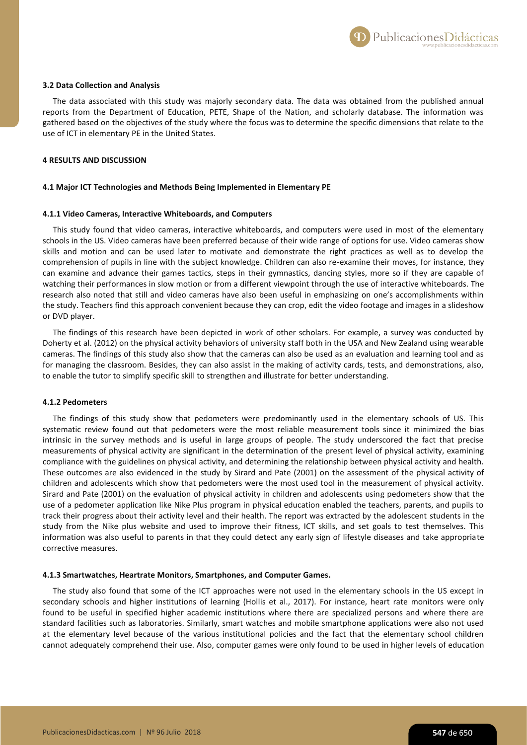### 3.2 Data Collection and Analysis

The data associated with this study was majorly secondary data. The data was obtained from the published annual reports from the Department of Education, PETE, Shape of the Nation, and scholarly database. The information was gathered based on the objectives of the study where the focus was to determine the specific dimensions that relate to the use of ICT in elementary PE in the United States.

## 4 RESULTS AND DISCUSSION

### 4.1 Major ICT Technologies and Methods Being Implemented in Elementary PE

#### 4.1.1 Video Cameras, Interactive Whiteboards, and Computers

This study found that video cameras, interactive whiteboards, and computers were used in most of the elementary schools in the US. Video cameras have been preferred because of their wide range of options for use. Video cameras show skills and motion and can be used later to motivate and demonstrate the right practices as well as to develop the comprehension of pupils in line with the subject knowledge. Children can also re-examine their moves, for instance, they can examine and advance their games tactics, steps in their gymnastics, dancing styles, more so if they are capable of watching their performances in slow motion or from a different viewpoint through the use of interactive whiteboards. The research also noted that still and video cameras have also been useful in emphasizing on one's accomplishments within the study. Teachers find this approach convenient because they can crop, edit the video footage and images in a slideshow or DVD player.

The findings of this research have been depicted in work of other scholars. For example, a survey was conducted by Doherty et al. (2012) on the physical activity behaviors of university staff both in the USA and New Zealand using wearable cameras. The findings of this study also show that the cameras can also be used as an evaluation and learning tool and as for managing the classroom. Besides, they can also assist in the making of activity cards, tests, and demonstrations, also, to enable the tutor to simplify specific skill to strengthen and illustrate for better understanding.

#### 4.1.2 Pedometers

The findings of this study show that pedometers were predominantly used in the elementary schools of US. This systematic review found out that pedometers were the most reliable measurement tools since it minimized the bias intrinsic in the survey methods and is useful in large groups of people. The study underscored the fact that precise measurements of physical activity are significant in the determination of the present level of physical activity, examining compliance with the guidelines on physical activity, and determining the relationship between physical activity and health. These outcomes are also evidenced in the study by Sirard and Pate (2001) on the assessment of the physical activity of children and adolescents which show that pedometers were the most used tool in the measurement of physical activity. Sirard and Pate (2001) on the evaluation of physical activity in children and adolescents using pedometers show that the use of a pedometer application like Nike Plus program in physical education enabled the teachers, parents, and pupils to track their progress about their activity level and their health. The report was extracted by the adolescent students in the study from the Nike plus website and used to improve their fitness, ICT skills, and set goals to test themselves. This information was also useful to parents in that they could detect any early sign of lifestyle diseases and take appropriate corrective measures.

#### 4.1.3 Smartwatches, Heartrate Monitors, Smartphones, and Computer Games.

The study also found that some of the ICT approaches were not used in the elementary schools in the US except in secondary schools and higher institutions of learning (Hollis et al., 2017). For instance, heart rate monitors were only found to be useful in specified higher academic institutions where there are specialized persons and where there are standard facilities such as laboratories. Similarly, smart watches and mobile smartphone applications were also not used at the elementary level because of the various institutional policies and the fact that the elementary school children cannot adequately comprehend their use. Also, computer games were only found to be used in higher levels of education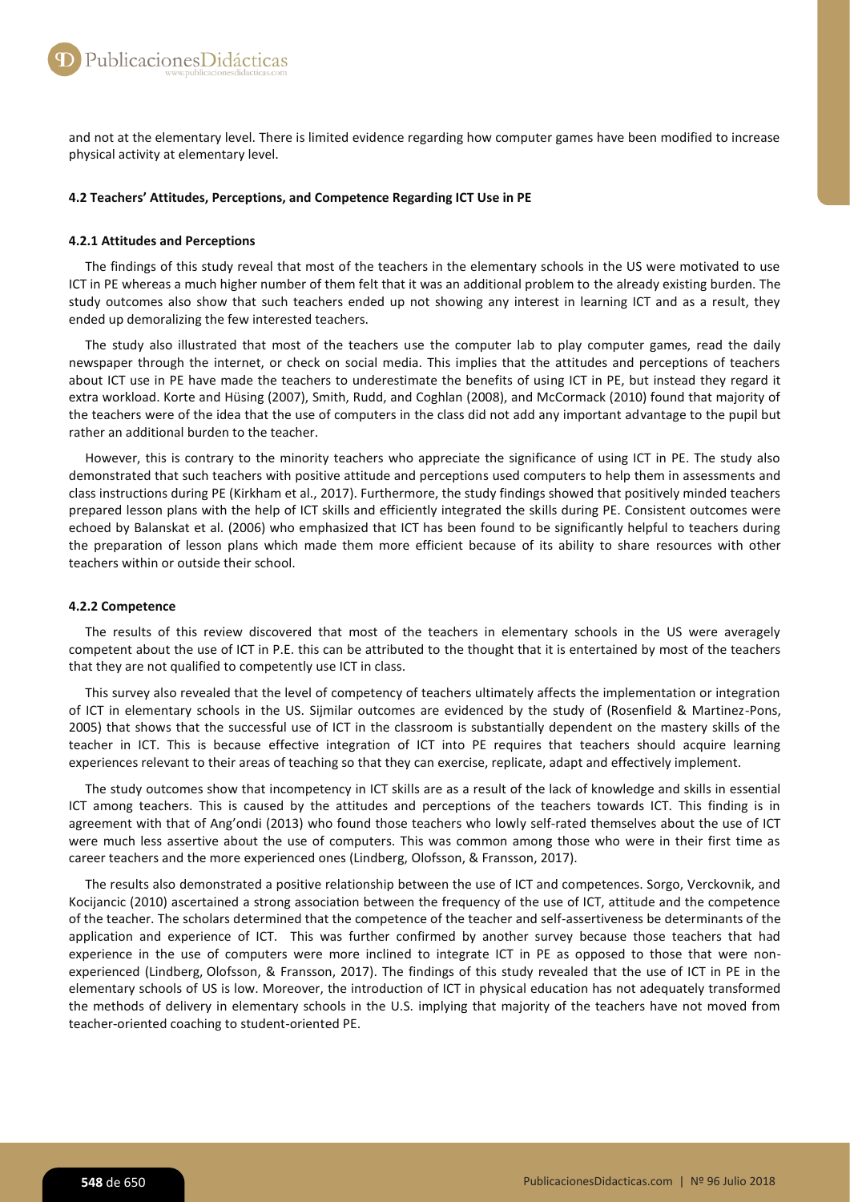and not at the elementary level. There is limited evidence regarding how computer games have been modified to increase physical activity at elementary level.

### 4.2 Teachers' Attitudes, Perceptions, and Competence Regarding ICT Use in PE

#### 4.2.1 Attitudes and Perceptions

The findings of this study reveal that most of the teachers in the elementary schools in the US were motivated to use ICT in PE whereas a much higher number of them felt that it was an additional problem to the already existing burden. The study outcomes also show that such teachers ended up not showing any interest in learning ICT and as a result, they ended up demoralizing the few interested teachers.

The study also illustrated that most of the teachers use the computer lab to play computer games, read the daily newspaper through the internet, or check on social media. This implies that the attitudes and perceptions of teachers about ICT use in PE have made the teachers to underestimate the benefits of using ICT in PE, but instead they regard it extra workload. Korte and Hüsing (2007), Smith, Rudd, and Coghlan (2008), and McCormack (2010) found that majority of the teachers were of the idea that the use of computers in the class did not add any important advantage to the pupil but rather an additional burden to the teacher.

However, this is contrary to the minority teachers who appreciate the significance of using ICT in PE. The study also demonstrated that such teachers with positive attitude and perceptions used computers to help them in assessments and class instructions during PE (Kirkham et al., 2017). Furthermore, the study findings showed that positively minded teachers prepared lesson plans with the help of ICT skills and efficiently integrated the skills during PE. Consistent outcomes were echoed by Balanskat et al. (2006) who emphasized that ICT has been found to be significantly helpful to teachers during the preparation of lesson plans which made them more efficient because of its ability to share resources with other teachers within or outside their school.

#### 4.2.2 Competence

The results of this review discovered that most of the teachers in elementary schools in the US were averagely competent about the use of ICT in P.E. this can be attributed to the thought that it is entertained by most of the teachers that they are not qualified to competently use ICT in class.

This survey also revealed that the level of competency of teachers ultimately affects the implementation or integration of ICT in elementary schools in the US. Sijmilar outcomes are evidenced by the study of (Rosenfield & Martinez-Pons, 2005) that shows that the successful use of ICT in the classroom is substantially dependent on the mastery skills of the teacher in ICT. This is because effective integration of ICT into PE requires that teachers should acquire learning experiences relevant to their areas of teaching so that they can exercise, replicate, adapt and effectively implement.

The study outcomes show that incompetency in ICT skills are as a result of the lack of knowledge and skills in essential ICT among teachers. This is caused by the attitudes and perceptions of the teachers towards ICT. This finding is in agreement with that of Ang'ondi (2013) who found those teachers who lowly self-rated themselves about the use of ICT were much less assertive about the use of computers. This was common among those who were in their first time as career teachers and the more experienced ones (Lindberg, Olofsson, & Fransson, 2017).

The results also demonstrated a positive relationship between the use of ICT and competences. Sorgo, Verckovnik, and Kocijancic (2010) ascertained a strong association between the frequency of the use of ICT, attitude and the competence of the teacher. The scholars determined that the competence of the teacher and self-assertiveness be determinants of the application and experience of ICT. This was further confirmed by another survey because those teachers that had experience in the use of computers were more inclined to integrate ICT in PE as opposed to those that were non-experienced (Lindberg, Olofsson, & Fransson, 2017). The findings of this study revealed that the use of ICT in PE in the elementary schools of US is low. Moreover, the introduction of ICT in physical education has not adequately transformed the methods of delivery in elementary schools in the U.S. implying that majority of the teachers have not moved from teacher-oriented coaching to student-oriented PE.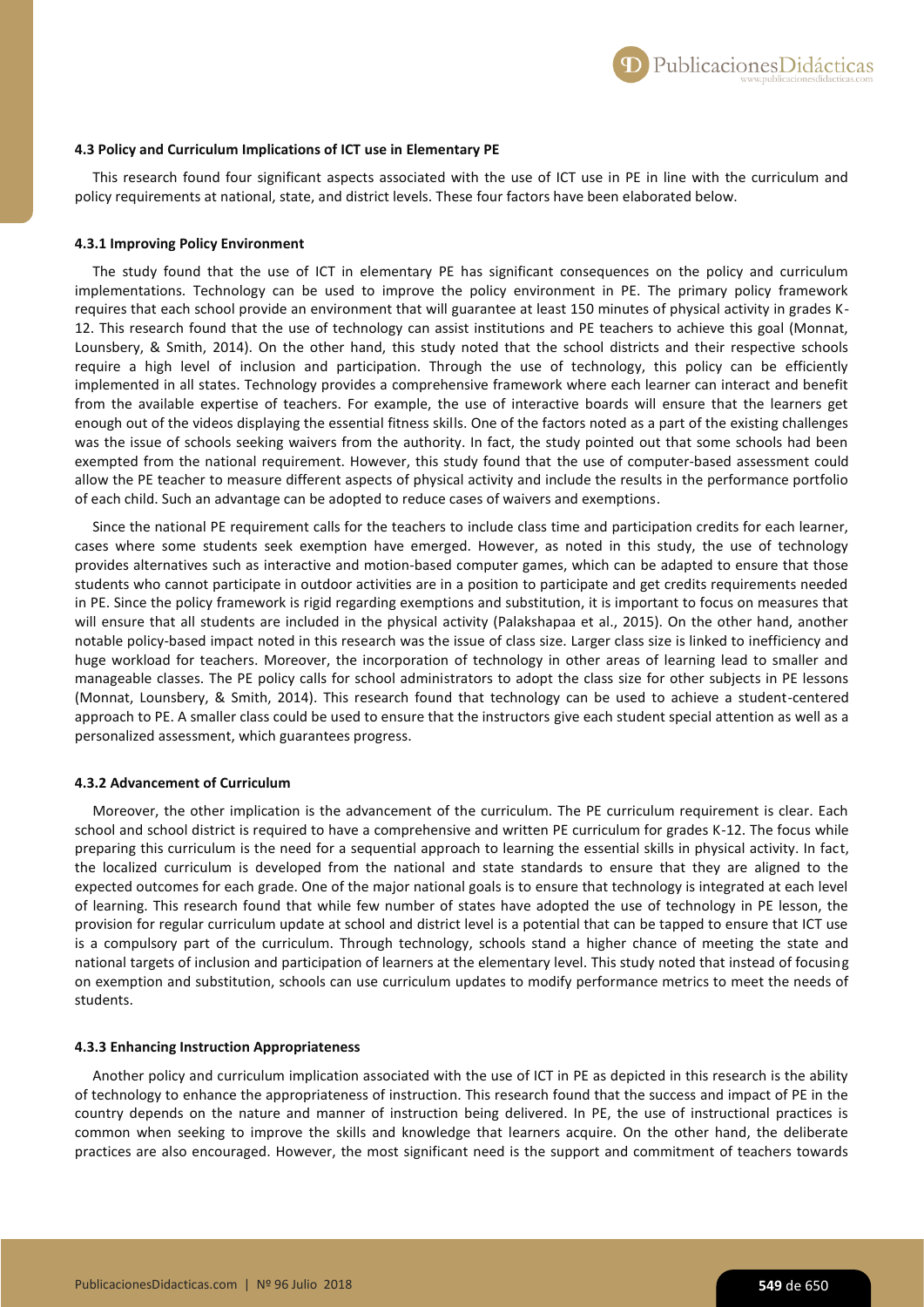### 4.3 Policy and Curriculum Implications of ICT use in Elementary PE

This research found four significant aspects associated with the use of ICT use in PE in line with the curriculum and policy requirements at national, state, and district levels. These four factors have been elaborated below.

#### 4.3.1 Improving Policy Environment

The study found that the use of ICT in elementary PE has significant consequences on the policy and curriculum implementations. Technology can be used to improve the policy environment in PE. The primary policy framework requires that each school provide an environment that will guarantee at least 150 minutes of physical activity in grades K-12. This research found that the use of technology can assist institutions and PE teachers to achieve this goal (Monnat, Lounsbery, & Smith, 2014). On the other hand, this study noted that the school districts and their respective schools require a high level of inclusion and participation. Through the use of technology, this policy can be efficiently implemented in all states. Technology provides a comprehensive framework where each learner can interact and benefit from the available expertise of teachers. For example, the use of interactive boards will ensure that the learners get enough out of the videos displaying the essential fitness skills. One of the factors noted as a part of the existing challenges was the issue of schools seeking waivers from the authority. In fact, the study pointed out that some schools had been exempted from the national requirement. However, this study found that the use of computer-based assessment could allow the PE teacher to measure different aspects of physical activity and include the results in the performance portfolio of each child. Such an advantage can be adopted to reduce cases of waivers and exemptions.

Since the national PE requirement calls for the teachers to include class time and participation credits for each learner, cases where some students seek exemption have emerged. However, as noted in this study, the use of technology provides alternatives such as interactive and motion-based computer games, which can be adapted to ensure that those students who cannot participate in outdoor activities are in a position to participate and get credits requirements needed in PE. Since the policy framework is rigid regarding exemptions and substitution, it is important to focus on measures that will ensure that all students are included in the physical activity (Palakshapaa et al., 2015). On the other hand, another notable policy-based impact noted in this research was the issue of class size. Larger class size is linked to inefficiency and huge workload for teachers. Moreover, the incorporation of technology in other areas of learning lead to smaller and manageable classes. The PE policy calls for school administrators to adopt the class size for other subjects in PE lessons (Monnat, Lounsbery, & Smith, 2014). This research found that technology can be used to achieve a student-centered approach to PE. A smaller class could be used to ensure that the instructors give each student special attention as well as a personalized assessment, which guarantees progress.

#### 4.3.2 Advancement of Curriculum

Moreover, the other implication is the advancement of the curriculum. The PE curriculum requirement is clear. Each school and school district is required to have a comprehensive and written PE curriculum for grades K-12. The focus while preparing this curriculum is the need for a sequential approach to learning the essential skills in physical activity. In fact, the localized curriculum is developed from the national and state standards to ensure that they are aligned to the expected outcomes for each grade. One of the major national goals is to ensure that technology is integrated at each level of learning. This research found that while few number of states have adopted the use of technology in PE lesson, the provision for regular curriculum update at school and district level is a potential that can be tapped to ensure that ICT use is a compulsory part of the curriculum. Through technology, schools stand a higher chance of meeting the state and national targets of inclusion and participation of learners at the elementary level. This study noted that instead of focusing on exemption and substitution, schools can use curriculum updates to modify performance metrics to meet the needs of students.

#### 4.3.3 Enhancing Instruction Appropriateness

Another policy and curriculum implication associated with the use of ICT in PE as depicted in this research is the ability of technology to enhance the appropriateness of instruction. This research found that the success and impact of PE in the country depends on the nature and manner of instruction being delivered. In PE, the use of instructional practices is common when seeking to improve the skills and knowledge that learners acquire. On the other hand, the deliberate practices are also encouraged. However, the most significant need is the support and commitment of teachers towards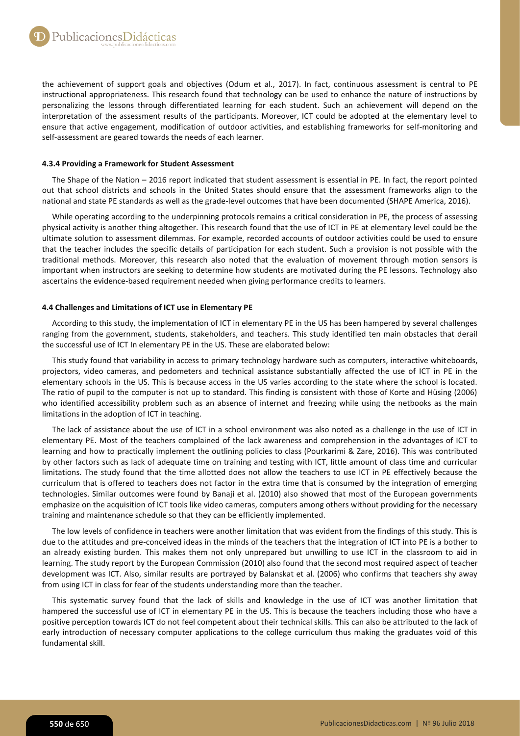the achievement of support goals and objectives (Odum et al., 2017). In fact, continuous assessment is central to PE instructional appropriateness. This research found that technology can be used to enhance the nature of instructions by personalizing the lessons through differentiated learning for each student. Such an achievement will depend on the interpretation of the assessment results of the participants. Moreover, ICT could be adopted at the elementary level to ensure that active engagement, modification of outdoor activities, and establishing frameworks for self-monitoring and self-assessment are geared towards the needs of each learner.

#### 4.3.4 Providing a Framework for Student Assessment

The Shape of the Nation – 2016 report indicated that student assessment is essential in PE. In fact, the report pointed out that school districts and schools in the United States should ensure that the assessment frameworks align to the national and state PE standards as well as the grade-level outcomes that have been documented (SHAPE America, 2016).

While operating according to the underpinning protocols remains a critical consideration in PE, the process of assessing physical activity is another thing altogether. This research found that the use of ICT in PE at elementary level could be the ultimate solution to assessment dilemmas. For example, recorded accounts of outdoor activities could be used to ensure that the teacher includes the specific details of participation for each student. Such a provision is not possible with the traditional methods. Moreover, this research also noted that the evaluation of movement through motion sensors is important when instructors are seeking to determine how students are motivated during the PE lessons. Technology also ascertains the evidence-based requirement needed when giving performance credits to learners.

### 4.4 Challenges and Limitations of ICT use in Elementary PE

According to this study, the implementation of ICT in elementary PE in the US has been hampered by several challenges ranging from the government, students, stakeholders, and teachers. This study identified ten main obstacles that derail the successful use of ICT In elementary PE in the US. These are elaborated below:

This study found that variability in access to primary technology hardware such as computers, interactive whiteboards, projectors, video cameras, and pedometers and technical assistance substantially affected the use of ICT in PE in the elementary schools in the US. This is because access in the US varies according to the state where the school is located. The ratio of pupil to the computer is not up to standard. This finding is consistent with those of Korte and Hüsing (2006) who identified accessibility problem such as an absence of internet and freezing while using the netbooks as the main limitations in the adoption of ICT in teaching.

The lack of assistance about the use of ICT in a school environment was also noted as a challenge in the use of ICT in elementary PE. Most of the teachers complained of the lack awareness and comprehension in the advantages of ICT to learning and how to practically implement the outlining policies to class (Pourkarimi & Zare, 2016). This was contributed by other factors such as lack of adequate time on training and testing with ICT, little amount of class time and curricular limitations. The study found that the time allotted does not allow the teachers to use ICT in PE effectively because the curriculum that is offered to teachers does not factor in the extra time that is consumed by the integration of emerging technologies. Similar outcomes were found by Banaji et al. (2010) also showed that most of the European governments emphasize on the acquisition of ICT tools like video cameras, computers among others without providing for the necessary training and maintenance schedule so that they can be efficiently implemented.

The low levels of confidence in teachers were another limitation that was evident from the findings of this study. This is due to the attitudes and pre-conceived ideas in the minds of the teachers that the integration of ICT into PE is a bother to an already existing burden. This makes them not only unprepared but unwilling to use ICT in the classroom to aid in learning. The study report by the European Commission (2010) also found that the second most required aspect of teacher development was ICT. Also, similar results are portrayed by Balanskat et al. (2006) who confirms that teachers shy away from using ICT in class for fear of the students understanding more than the teacher.

This systematic survey found that the lack of skills and knowledge in the use of ICT was another limitation that hampered the successful use of ICT in elementary PE in the US. This is because the teachers including those who have a positive perception towards ICT do not feel competent about their technical skills. This can also be attributed to the lack of early introduction of necessary computer applications to the college curriculum thus making the graduates void of this fundamental skill.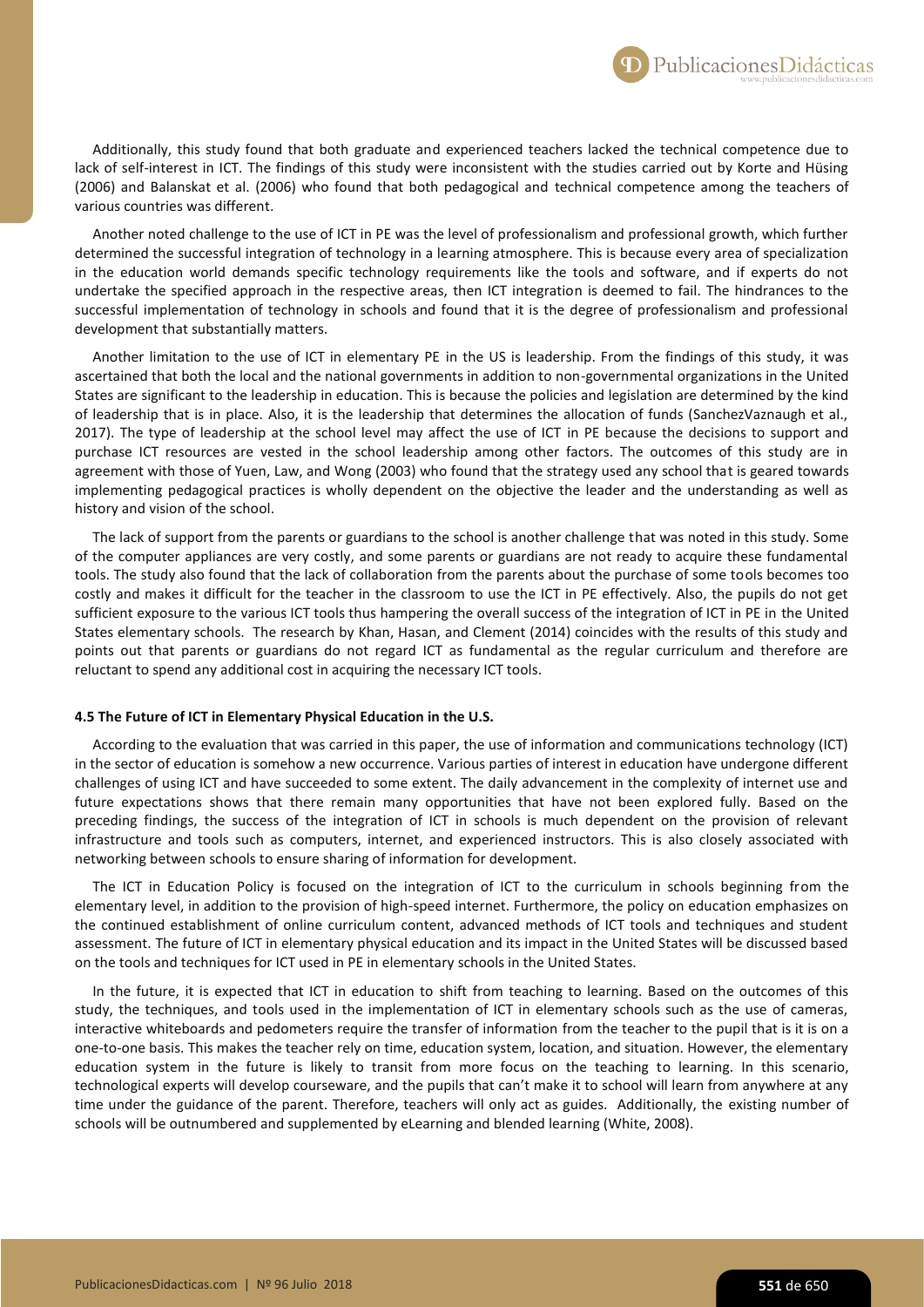Additionally, this study found that both graduate and experienced teachers lacked the technical competence due to lack of self-interest in ICT. The findings of this study were inconsistent with the studies carried out by Korte and Hüsing (2006) and Balanskat et al. (2006) who found that both pedagogical and technical competence among the teachers of various countries was different.

Another noted challenge to the use of ICT in PE was the level of professionalism and professional growth, which further determined the successful integration of technology in a learning atmosphere. This is because every area of specialization in the education world demands specific technology requirements like the tools and software, and if experts do not undertake the specified approach in the respective areas, then ICT integration is deemed to fail. The hindrances to the successful implementation of technology in schools and found that it is the degree of professionalism and professional development that substantially matters.

Another limitation to the use of ICT in elementary PE in the US is leadership. From the findings of this study, it was ascertained that both the local and the national governments in addition to non-governmental organizations in the United States are significant to the leadership in education. This is because the policies and legislation are determined by the kind of leadership that is in place. Also, it is the leadership that determines the allocation of funds (SanchezVaznaugh et al., 2017). The type of leadership at the school level may affect the use of ICT in PE because the decisions to support and purchase ICT resources are vested in the school leadership among other factors. The outcomes of this study are in agreement with those of Yuen, Law, and Wong (2003) who found that the strategy used any school that is geared towards implementing pedagogical practices is wholly dependent on the objective the leader and the understanding as well as history and vision of the school.

The lack of support from the parents or guardians to the school is another challenge that was noted in this study. Some of the computer appliances are very costly, and some parents or guardians are not ready to acquire these fundamental tools. The study also found that the lack of collaboration from the parents about the purchase of some tools becomes too costly and makes it difficult for the teacher in the classroom to use the ICT in PE effectively. Also, the pupils do not get sufficient exposure to the various ICT tools thus hampering the overall success of the integration of ICT in PE in the United States elementary schools. The research by Khan, Hasan, and Clement (2014) coincides with the results of this study and points out that parents or guardians do not regard ICT as fundamental as the regular curriculum and therefore are reluctant to spend any additional cost in acquiring the necessary ICT tools.

#### 4.5 The Future of ICT in Elementary Physical Education in the U.S.

According to the evaluation that was carried in this paper, the use of information and communications technology (ICT) in the sector of education is somehow a new occurrence. Various parties of interest in education have undergone different challenges of using ICT and have succeeded to some extent. The daily advancement in the complexity of internet use and future expectations shows that there remain many opportunities that have not been explored fully. Based on the preceding findings, the success of the integration of ICT in schools is much dependent on the provision of relevant infrastructure and tools such as computers, internet, and experienced instructors. This is also closely associated with networking between schools to ensure sharing of information for development.

The ICT in Education Policy is focused on the integration of ICT to the curriculum in schools beginning from the elementary level, in addition to the provision of high-speed internet. Furthermore, the policy on education emphasizes on the continued establishment of online curriculum content, advanced methods of ICT tools and techniques and student assessment. The future of ICT in elementary physical education and its impact in the United States will be discussed based on the tools and techniques for ICT used in PE in elementary schools in the United States.

In the future, it is expected that ICT in education to shift from teaching to learning. Based on the outcomes of this study, the techniques, and tools used in the implementation of ICT in elementary schools such as the use of cameras, interactive whiteboards and pedometers require the transfer of information from the teacher to the pupil that is it is on a one-to-one basis. This makes the teacher rely on time, education system, location, and situation. However, the elementary education system in the future is likely to transit from more focus on the teaching to learning. In this scenario, technological experts will develop courseware, and the pupils that can't make it to school will learn from anywhere at any time under the guidance of the parent. Therefore, teachers will only act as guides. Additionally, the existing number of schools will be outnumbered and supplemented by eLearning and blended learning (White, 2008).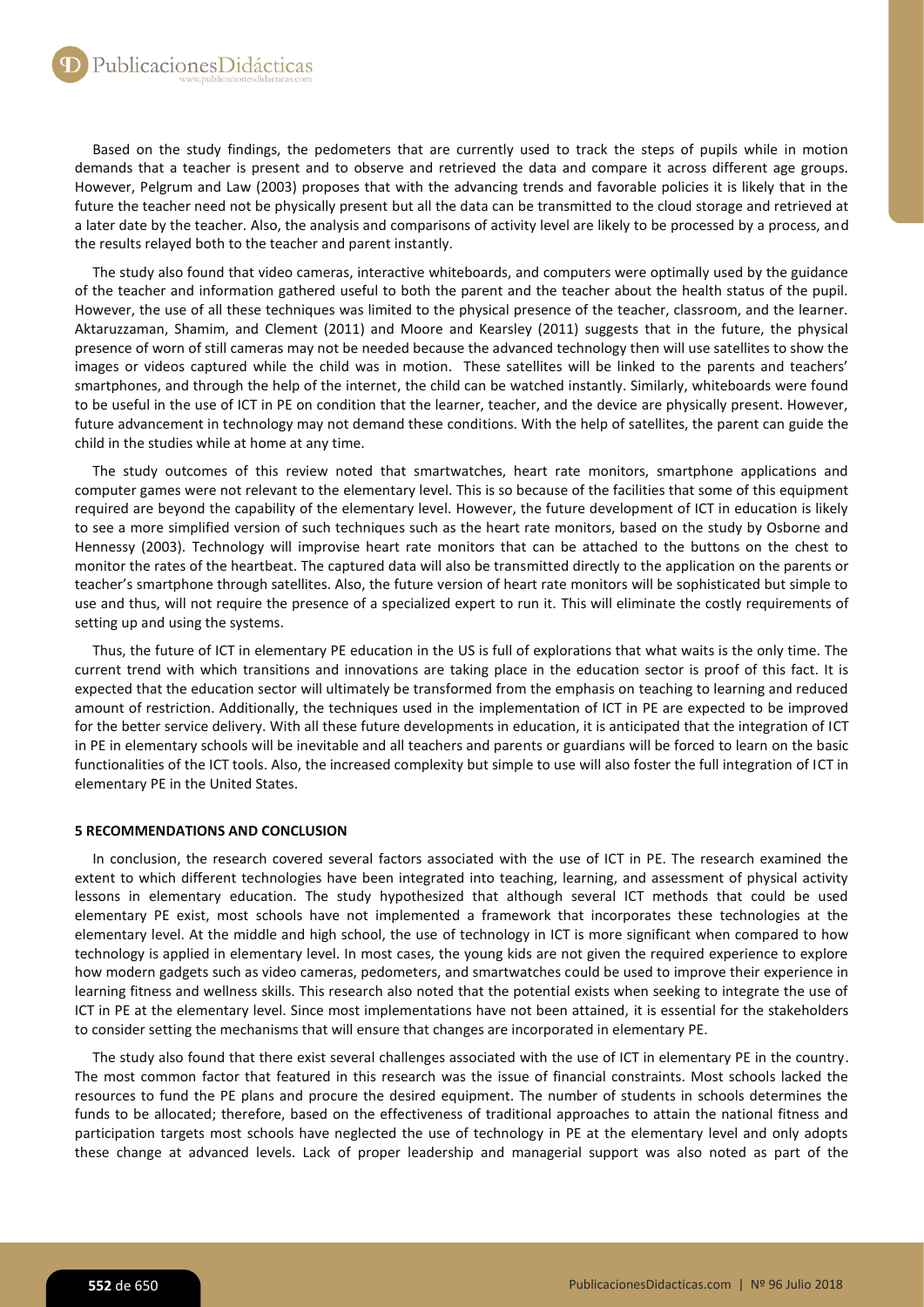Based on the study findings, the pedometers that are currently used to track the steps of pupils while in motion demands that a teacher is present and to observe and retrieved the data and compare it across different age groups. However, Pelgrum and Law (2003) proposes that with the advancing trends and favorable policies it is likely that in the future the teacher need not be physically present but all the data can be transmitted to the cloud storage and retrieved at a later date by the teacher. Also, the analysis and comparisons of activity level are likely to be processed by a process, and the results relayed both to the teacher and parent instantly.

The study also found that video cameras, interactive whiteboards, and computers were optimally used by the guidance of the teacher and information gathered useful to both the parent and the teacher about the health status of the pupil. However, the use of all these techniques was limited to the physical presence of the teacher, classroom, and the learner. Aktaruzzaman, Shamim, and Clement (2011) and Moore and Kearsley (2011) suggests that in the future, the physical presence of worn of still cameras may not be needed because the advanced technology then will use satellites to show the images or videos captured while the child was in motion. These satellites will be linked to the parents and teachers' smartphones, and through the help of the internet, the child can be watched instantly. Similarly, whiteboards were found to be useful in the use of ICT in PE on condition that the learner, teacher, and the device are physically present. However, future advancement in technology may not demand these conditions. With the help of satellites, the parent can guide the child in the studies while at home at any time.

The study outcomes of this review noted that smartwatches, heart rate monitors, smartphone applications and computer games were not relevant to the elementary level. This is so because of the facilities that some of this equipment required are beyond the capability of the elementary level. However, the future development of ICT in education is likely to see a more simplified version of such techniques such as the heart rate monitors, based on the study by Osborne and Hennessy (2003). Technology will improvise heart rate monitors that can be attached to the buttons on the chest to monitor the rates of the heartbeat. The captured data will also be transmitted directly to the application on the parents or teacher's smartphone through satellites. Also, the future version of heart rate monitors will be sophisticated but simple to use and thus, will not require the presence of a specialized expert to run it. This will eliminate the costly requirements of setting up and using the systems.

Thus, the future of ICT in elementary PE education in the US is full of explorations that what waits is the only time. The current trend with which transitions and innovations are taking place in the education sector is proof of this fact. It is expected that the education sector will ultimately be transformed from the emphasis on teaching to learning and reduced amount of restriction. Additionally, the techniques used in the implementation of ICT in PE are expected to be improved for the better service delivery. With all these future developments in education, it is anticipated that the integration of ICT in PE in elementary schools will be inevitable and all teachers and parents or guardians will be forced to learn on the basic functionalities of the ICT tools. Also, the increased complexity but simple to use will also foster the full integration of ICT in elementary PE in the United States.

## 5 RECOMMENDATIONS AND CONCLUSION

In conclusion, the research covered several factors associated with the use of ICT in PE. The research examined the extent to which different technologies have been integrated into teaching, learning, and assessment of physical activity lessons in elementary education. The study hypothesized that although several ICT methods that could be used elementary PE exist, most schools have not implemented a framework that incorporates these technologies at the elementary level. At the middle and high school, the use of technology in ICT is more significant when compared to how technology is applied in elementary level. In most cases, the young kids are not given the required experience to explore how modern gadgets such as video cameras, pedometers, and smartwatches could be used to improve their experience in learning fitness and wellness skills. This research also noted that the potential exists when seeking to integrate the use of ICT in PE at the elementary level. Since most implementations have not been attained, it is essential for the stakeholders to consider setting the mechanisms that will ensure that changes are incorporated in elementary PE.

The study also found that there exist several challenges associated with the use of ICT in elementary PE in the country. The most common factor that featured in this research was the issue of financial constraints. Most schools lacked the resources to fund the PE plans and procure the desired equipment. The number of students in schools determines the funds to be allocated; therefore, based on the effectiveness of traditional approaches to attain the national fitness and participation targets most schools have neglected the use of technology in PE at the elementary level and only adopts these change at advanced levels. Lack of proper leadership and managerial support was also noted as part of the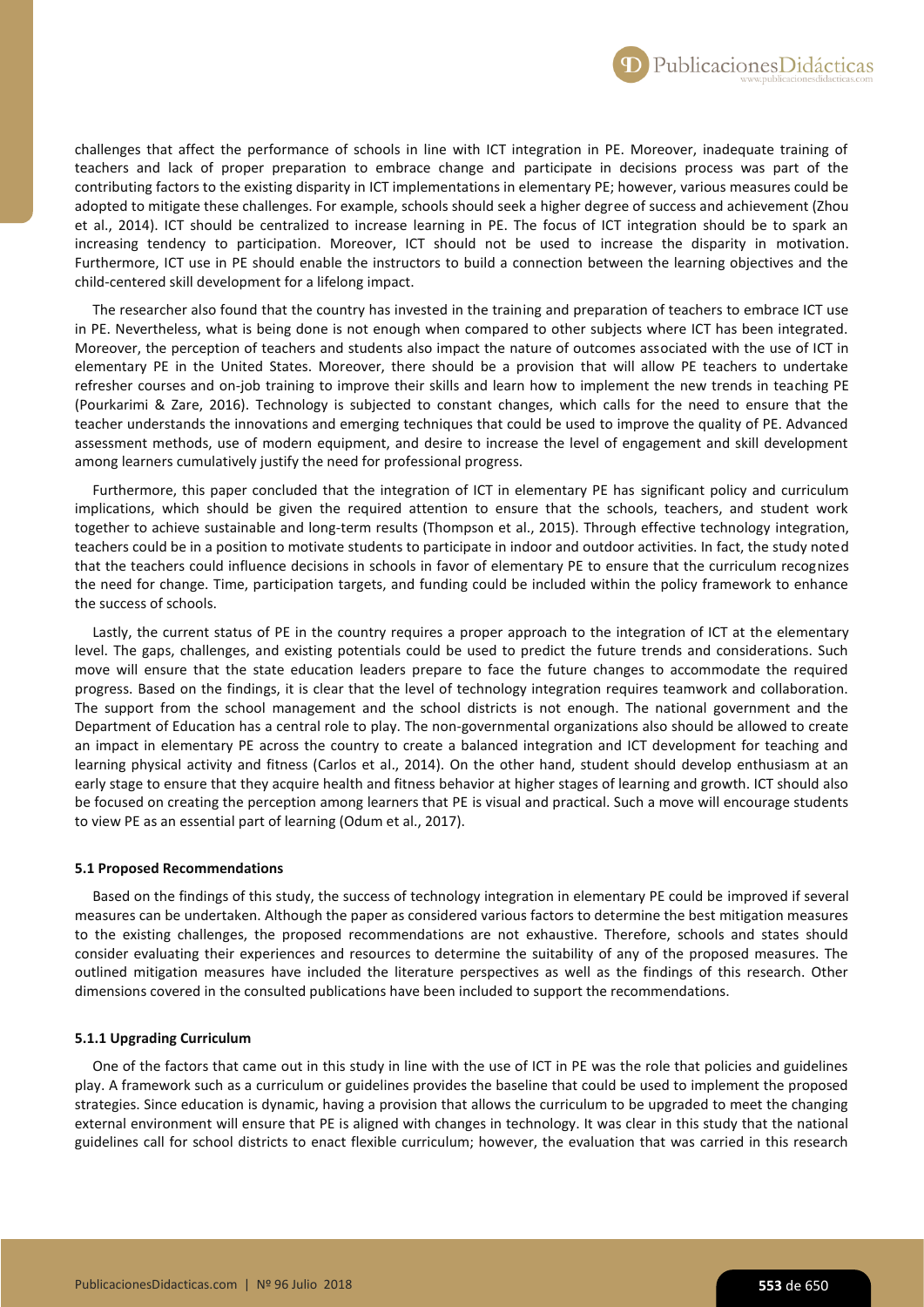challenges that affect the performance of schools in line with ICT integration in PE. Moreover, inadequate training of teachers and lack of proper preparation to embrace change and participate in decisions process was part of the contributing factors to the existing disparity in ICT implementations in elementary PE; however, various measures could be adopted to mitigate these challenges. For example, schools should seek a higher degree of success and achievement (Zhou et al., 2014). ICT should be centralized to increase learning in PE. The focus of ICT integration should be to spark an increasing tendency to participation. Moreover, ICT should not be used to increase the disparity in motivation. Furthermore, ICT use in PE should enable the instructors to build a connection between the learning objectives and the child-centered skill development for a lifelong impact.

The researcher also found that the country has invested in the training and preparation of teachers to embrace ICT use in PE. Nevertheless, what is being done is not enough when compared to other subjects where ICT has been integrated. Moreover, the perception of teachers and students also impact the nature of outcomes associated with the use of ICT in elementary PE in the United States. Moreover, there should be a provision that will allow PE teachers to undertake refresher courses and on-job training to improve their skills and learn how to implement the new trends in teaching PE (Pourkarimi & Zare, 2016). Technology is subjected to constant changes, which calls for the need to ensure that the teacher understands the innovations and emerging techniques that could be used to improve the quality of PE. Advanced assessment methods, use of modern equipment, and desire to increase the level of engagement and skill development among learners cumulatively justify the need for professional progress.

Furthermore, this paper concluded that the integration of ICT in elementary PE has significant policy and curriculum implications, which should be given the required attention to ensure that the schools, teachers, and student work together to achieve sustainable and long-term results (Thompson et al., 2015). Through effective technology integration, teachers could be in a position to motivate students to participate in indoor and outdoor activities. In fact, the study noted that the teachers could influence decisions in schools in favor of elementary PE to ensure that the curriculum recognizes the need for change. Time, participation targets, and funding could be included within the policy framework to enhance the success of schools.

Lastly, the current status of PE in the country requires a proper approach to the integration of ICT at the elementary level. The gaps, challenges, and existing potentials could be used to predict the future trends and considerations. Such move will ensure that the state education leaders prepare to face the future changes to accommodate the required progress. Based on the findings, it is clear that the level of technology integration requires teamwork and collaboration. The support from the school management and the school districts is not enough. The national government and the Department of Education has a central role to play. The non-governmental organizations also should be allowed to create an impact in elementary PE across the country to create a balanced integration and ICT development for teaching and learning physical activity and fitness (Carlos et al., 2014). On the other hand, student should develop enthusiasm at an early stage to ensure that they acquire health and fitness behavior at higher stages of learning and growth. ICT should also be focused on creating the perception among learners that PE is visual and practical. Such a move will encourage students to view PE as an essential part of learning (Odum et al., 2017).

#### 5.1 Proposed Recommendations

Based on the findings of this study, the success of technology integration in elementary PE could be improved if several measures can be undertaken. Although the paper as considered various factors to determine the best mitigation measures to the existing challenges, the proposed recommendations are not exhaustive. Therefore, schools and states should consider evaluating their experiences and resources to determine the suitability of any of the proposed measures. The outlined mitigation measures have included the literature perspectives as well as the findings of this research. Other dimensions covered in the consulted publications have been included to support the recommendations.

#### 5.1.1 Upgrading Curriculum

One of the factors that came out in this study in line with the use of ICT in PE was the role that policies and guidelines play. A framework such as a curriculum or guidelines provides the baseline that could be used to implement the proposed strategies. Since education is dynamic, having a provision that allows the curriculum to be upgraded to meet the changing external environment will ensure that PE is aligned with changes in technology. It was clear in this study that the national guidelines call for school districts to enact flexible curriculum; however, the evaluation that was carried in this research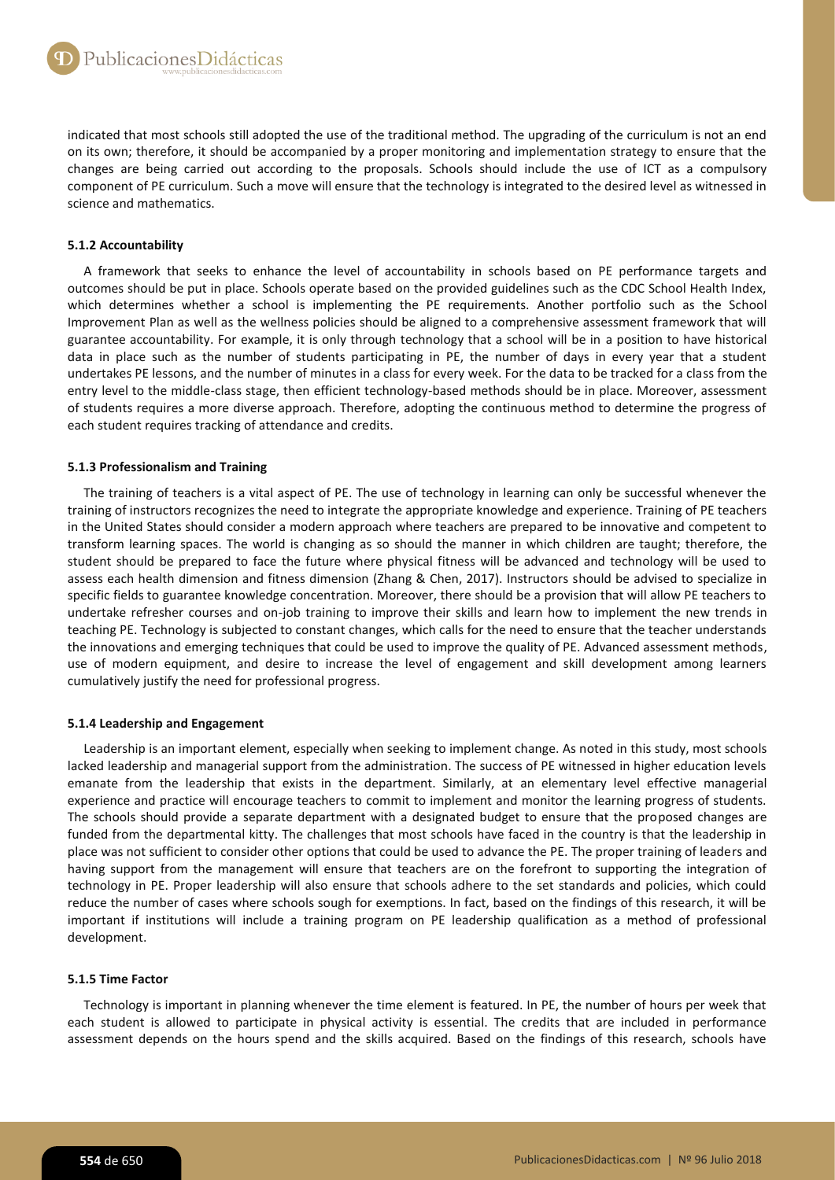indicated that most schools still adopted the use of the traditional method. The upgrading of the curriculum is not an end on its own; therefore, it should be accompanied by a proper monitoring and implementation strategy to ensure that the changes are being carried out according to the proposals. Schools should include the use of ICT as a compulsory component of PE curriculum. Such a move will ensure that the technology is integrated to the desired level as witnessed in science and mathematics.

#### 5.1.2 Accountability

A framework that seeks to enhance the level of accountability in schools based on PE performance targets and outcomes should be put in place. Schools operate based on the provided guidelines such as the CDC School Health Index, which determines whether a school is implementing the PE requirements. Another portfolio such as the School Improvement Plan as well as the wellness policies should be aligned to a comprehensive assessment framework that will guarantee accountability. For example, it is only through technology that a school will be in a position to have historical data in place such as the number of students participating in PE, the number of days in every year that a student undertakes PE lessons, and the number of minutes in a class for every week. For the data to be tracked for a class from the entry level to the middle-class stage, then efficient technology-based methods should be in place. Moreover, assessment of students requires a more diverse approach. Therefore, adopting the continuous method to determine the progress of each student requires tracking of attendance and credits.

#### 5.1.3 Professionalism and Training

The training of teachers is a vital aspect of PE. The use of technology in learning can only be successful whenever the training of instructors recognizes the need to integrate the appropriate knowledge and experience. Training of PE teachers in the United States should consider a modern approach where teachers are prepared to be innovative and competent to transform learning spaces. The world is changing as so should the manner in which children are taught; therefore, the student should be prepared to face the future where physical fitness will be advanced and technology will be used to assess each health dimension and fitness dimension (Zhang & Chen, 2017). Instructors should be advised to specialize in specific fields to guarantee knowledge concentration. Moreover, there should be a provision that will allow PE teachers to undertake refresher courses and on-job training to improve their skills and learn how to implement the new trends in teaching PE. Technology is subjected to constant changes, which calls for the need to ensure that the teacher understands the innovations and emerging techniques that could be used to improve the quality of PE. Advanced assessment methods, use of modern equipment, and desire to increase the level of engagement and skill development among learners cumulatively justify the need for professional progress.

#### 5.1.4 Leadership and Engagement

Leadership is an important element, especially when seeking to implement change. As noted in this study, most schools lacked leadership and managerial support from the administration. The success of PE witnessed in higher education levels emanate from the leadership that exists in the department. Similarly, at an elementary level effective managerial experience and practice will encourage teachers to commit to implement and monitor the learning progress of students. The schools should provide a separate department with a designated budget to ensure that the proposed changes are funded from the departmental kitty. The challenges that most schools have faced in the country is that the leadership in place was not sufficient to consider other options that could be used to advance the PE. The proper training of leaders and having support from the management will ensure that teachers are on the forefront to supporting the integration of technology in PE. Proper leadership will also ensure that schools adhere to the set standards and policies, which could reduce the number of cases where schools sough for exemptions. In fact, based on the findings of this research, it will be important if institutions will include a training program on PE leadership qualification as a method of professional development.

#### 5.1.5 Time Factor

Technology is important in planning whenever the time element is featured. In PE, the number of hours per week that each student is allowed to participate in physical activity is essential. The credits that are included in performance assessment depends on the hours spend and the skills acquired. Based on the findings of this research, schools have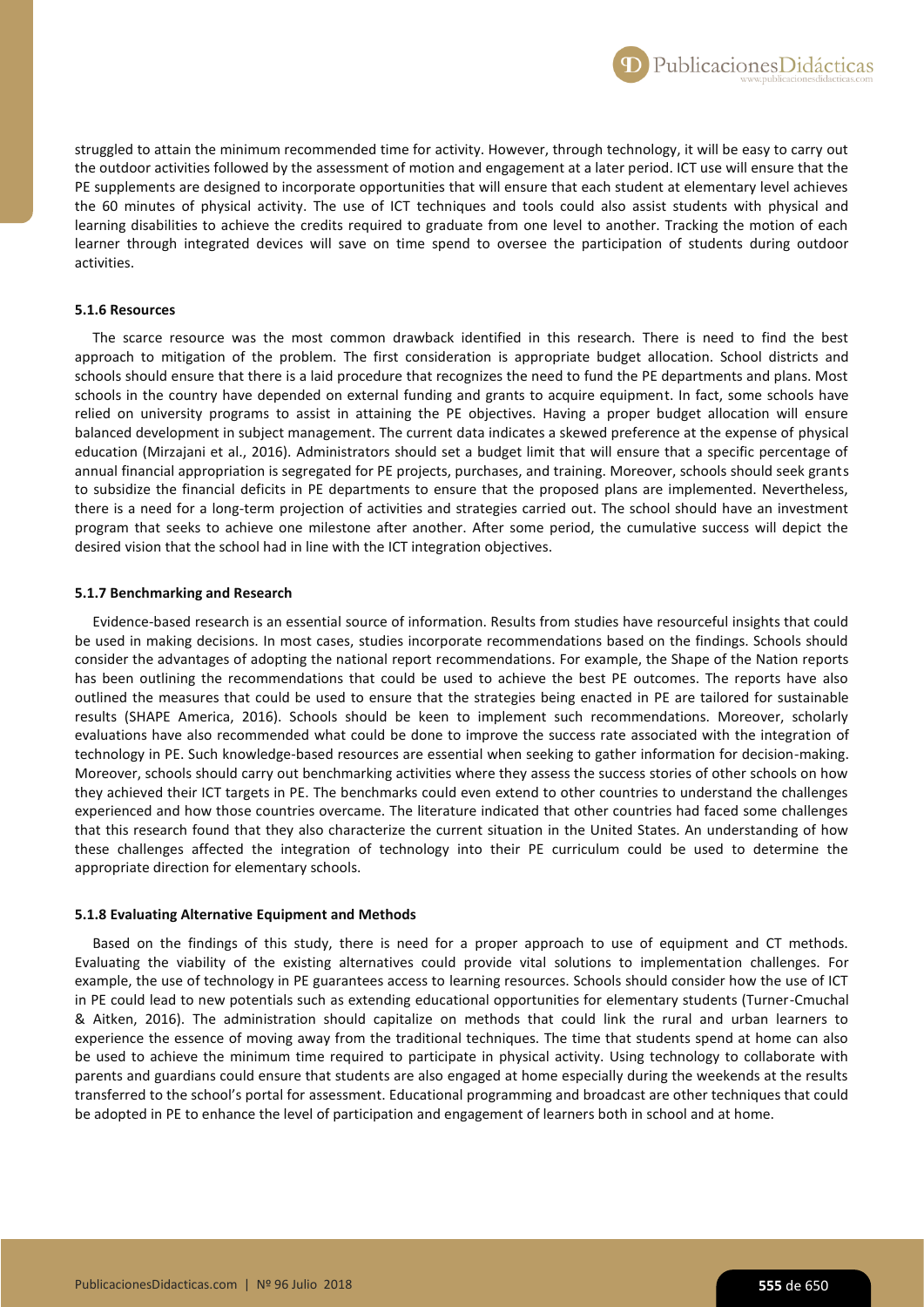struggled to attain the minimum recommended time for activity. However, through technology, it will be easy to carry out the outdoor activities followed by the assessment of motion and engagement at a later period. ICT use will ensure that the PE supplements are designed to incorporate opportunities that will ensure that each student at elementary level achieves the 60 minutes of physical activity. The use of ICT techniques and tools could also assist students with physical and learning disabilities to achieve the credits required to graduate from one level to another. Tracking the motion of each learner through integrated devices will save on time spend to oversee the participation of students during outdoor activities.

#### 5.1.6 Resources

The scarce resource was the most common drawback identified in this research. There is need to find the best approach to mitigation of the problem. The first consideration is appropriate budget allocation. School districts and schools should ensure that there is a laid procedure that recognizes the need to fund the PE departments and plans. Most schools in the country have depended on external funding and grants to acquire equipment. In fact, some schools have relied on university programs to assist in attaining the PE objectives. Having a proper budget allocation will ensure balanced development in subject management. The current data indicates a skewed preference at the expense of physical education (Mirzajani et al., 2016). Administrators should set a budget limit that will ensure that a specific percentage of annual financial appropriation is segregated for PE projects, purchases, and training. Moreover, schools should seek grants to subsidize the financial deficits in PE departments to ensure that the proposed plans are implemented. Nevertheless, there is a need for a long-term projection of activities and strategies carried out. The school should have an investment program that seeks to achieve one milestone after another. After some period, the cumulative success will depict the desired vision that the school had in line with the ICT integration objectives.

#### 5.1.7 Benchmarking and Research

Evidence-based research is an essential source of information. Results from studies have resourceful insights that could be used in making decisions. In most cases, studies incorporate recommendations based on the findings. Schools should consider the advantages of adopting the national report recommendations. For example, the Shape of the Nation reports has been outlining the recommendations that could be used to achieve the best PE outcomes. The reports have also outlined the measures that could be used to ensure that the strategies being enacted in PE are tailored for sustainable results (SHAPE America, 2016). Schools should be keen to implement such recommendations. Moreover, scholarly evaluations have also recommended what could be done to improve the success rate associated with the integration of technology in PE. Such knowledge-based resources are essential when seeking to gather information for decision-making. Moreover, schools should carry out benchmarking activities where they assess the success stories of other schools on how they achieved their ICT targets in PE. The benchmarks could even extend to other countries to understand the challenges experienced and how those countries overcame. The literature indicated that other countries had faced some challenges that this research found that they also characterize the current situation in the United States. An understanding of how these challenges affected the integration of technology into their PE curriculum could be used to determine the appropriate direction for elementary schools.

#### 5.1.8 Evaluating Alternative Equipment and Methods

Based on the findings of this study, there is need for a proper approach to use of equipment and CT methods. Evaluating the viability of the existing alternatives could provide vital solutions to implementation challenges. For example, the use of technology in PE guarantees access to learning resources. Schools should consider how the use of ICT in PE could lead to new potentials such as extending educational opportunities for elementary students (Turner-Cmuchal & Aitken, 2016). The administration should capitalize on methods that could link the rural and urban learners to experience the essence of moving away from the traditional techniques. The time that students spend at home can also be used to achieve the minimum time required to participate in physical activity. Using technology to collaborate with parents and guardians could ensure that students are also engaged at home especially during the weekends at the results transferred to the school's portal for assessment. Educational programming and broadcast are other techniques that could be adopted in PE to enhance the level of participation and engagement of learners both in school and at home.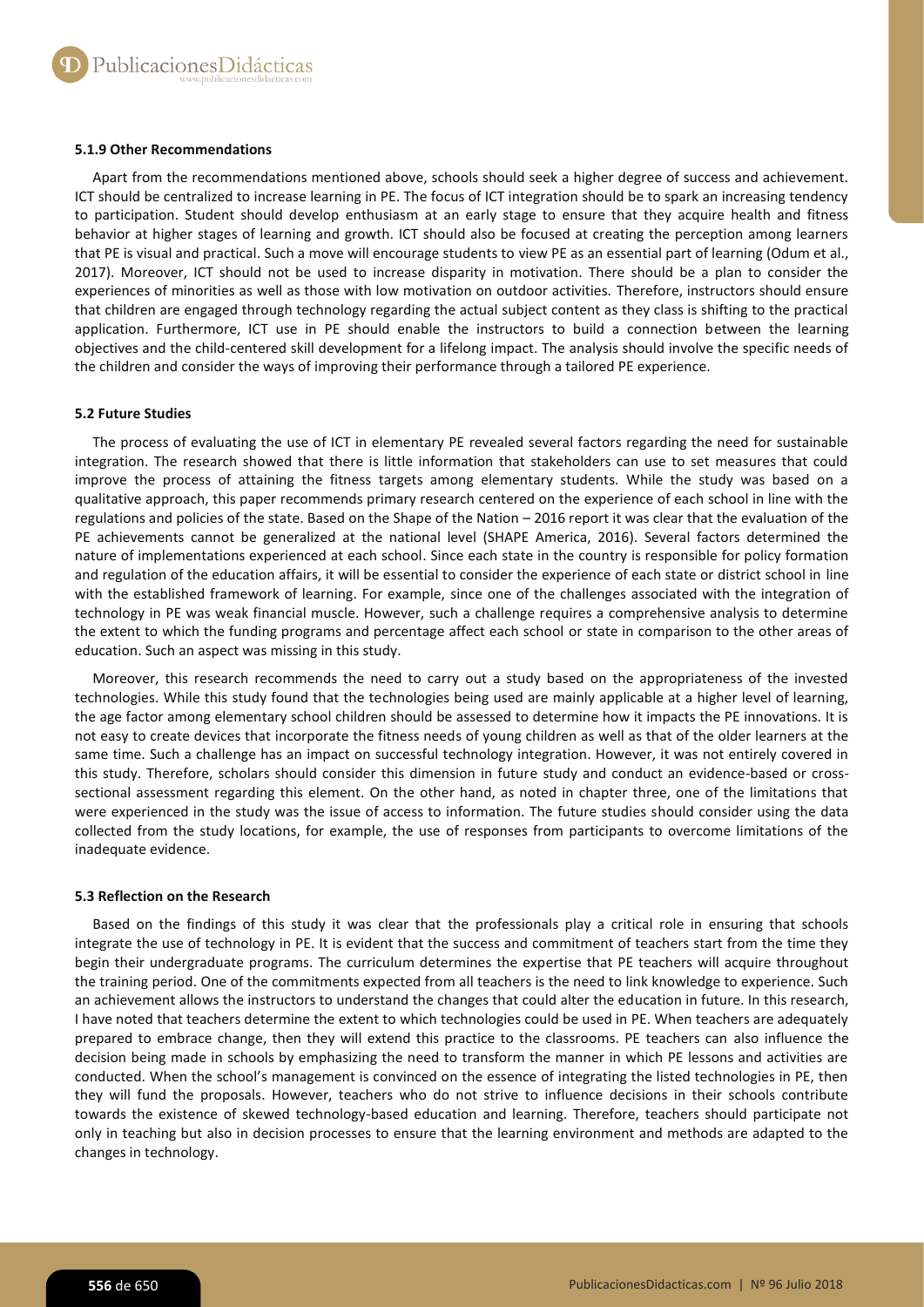#### 5.1.9 Other Recommendations

Apart from the recommendations mentioned above, schools should seek a higher degree of success and achievement. ICT should be centralized to increase learning in PE. The focus of ICT integration should be to spark an increasing tendency to participation. Student should develop enthusiasm at an early stage to ensure that they acquire health and fitness behavior at higher stages of learning and growth. ICT should also be focused at creating the perception among learners that PE is visual and practical. Such a move will encourage students to view PE as an essential part of learning (Odum et al., 2017). Moreover, ICT should not be used to increase disparity in motivation. There should be a plan to consider the experiences of minorities as well as those with low motivation on outdoor activities. Therefore, instructors should ensure that children are engaged through technology regarding the actual subject content as they class is shifting to the practical application. Furthermore, ICT use in PE should enable the instructors to build a connection between the learning objectives and the child-centered skill development for a lifelong impact. The analysis should involve the specific needs of the children and consider the ways of improving their performance through a tailored PE experience.

### 5.2 Future Studies

The process of evaluating the use of ICT in elementary PE revealed several factors regarding the need for sustainable integration. The research showed that there is little information that stakeholders can use to set measures that could improve the process of attaining the fitness targets among elementary students. While the study was based on a qualitative approach, this paper recommends primary research centered on the experience of each school in line with the regulations and policies of the state. Based on the Shape of the Nation – 2016 report it was clear that the evaluation of the PE achievements cannot be generalized at the national level (SHAPE America, 2016). Several factors determined the nature of implementations experienced at each school. Since each state in the country is responsible for policy formation and regulation of the education affairs, it will be essential to consider the experience of each state or district school in line with the established framework of learning. For example, since one of the challenges associated with the integration of technology in PE was weak financial muscle. However, such a challenge requires a comprehensive analysis to determine the extent to which the funding programs and percentage affect each school or state in comparison to the other areas of education. Such an aspect was missing in this study.

Moreover, this research recommends the need to carry out a study based on the appropriateness of the invested technologies. While this study found that the technologies being used are mainly applicable at a higher level of learning, the age factor among elementary school children should be assessed to determine how it impacts the PE innovations. It is not easy to create devices that incorporate the fitness needs of young children as well as that of the older learners at the same time. Such a challenge has an impact on successful technology integration. However, it was not entirely covered in this study. Therefore, scholars should consider this dimension in future study and conduct an evidence-based or cross-sectional assessment regarding this element. On the other hand, as noted in chapter three, one of the limitations that were experienced in the study was the issue of access to information. The future studies should consider using the data collected from the study locations, for example, the use of responses from participants to overcome limitations of the inadequate evidence.

### 5.3 Reflection on the Research

Based on the findings of this study it was clear that the professionals play a critical role in ensuring that schools integrate the use of technology in PE. It is evident that the success and commitment of teachers start from the time they begin their undergraduate programs. The curriculum determines the expertise that PE teachers will acquire throughout the training period. One of the commitments expected from all teachers is the need to link knowledge to experience. Such an achievement allows the instructors to understand the changes that could alter the education in future. In this research, I have noted that teachers determine the extent to which technologies could be used in PE. When teachers are adequately prepared to embrace change, then they will extend this practice to the classrooms. PE teachers can also influence the decision being made in schools by emphasizing the need to transform the manner in which PE lessons and activities are conducted. When the school's management is convinced on the essence of integrating the listed technologies in PE, then they will fund the proposals. However, teachers who do not strive to influence decisions in their schools contribute towards the existence of skewed technology-based education and learning. Therefore, teachers should participate not only in teaching but also in decision processes to ensure that the learning environment and methods are adapted to the changes in technology.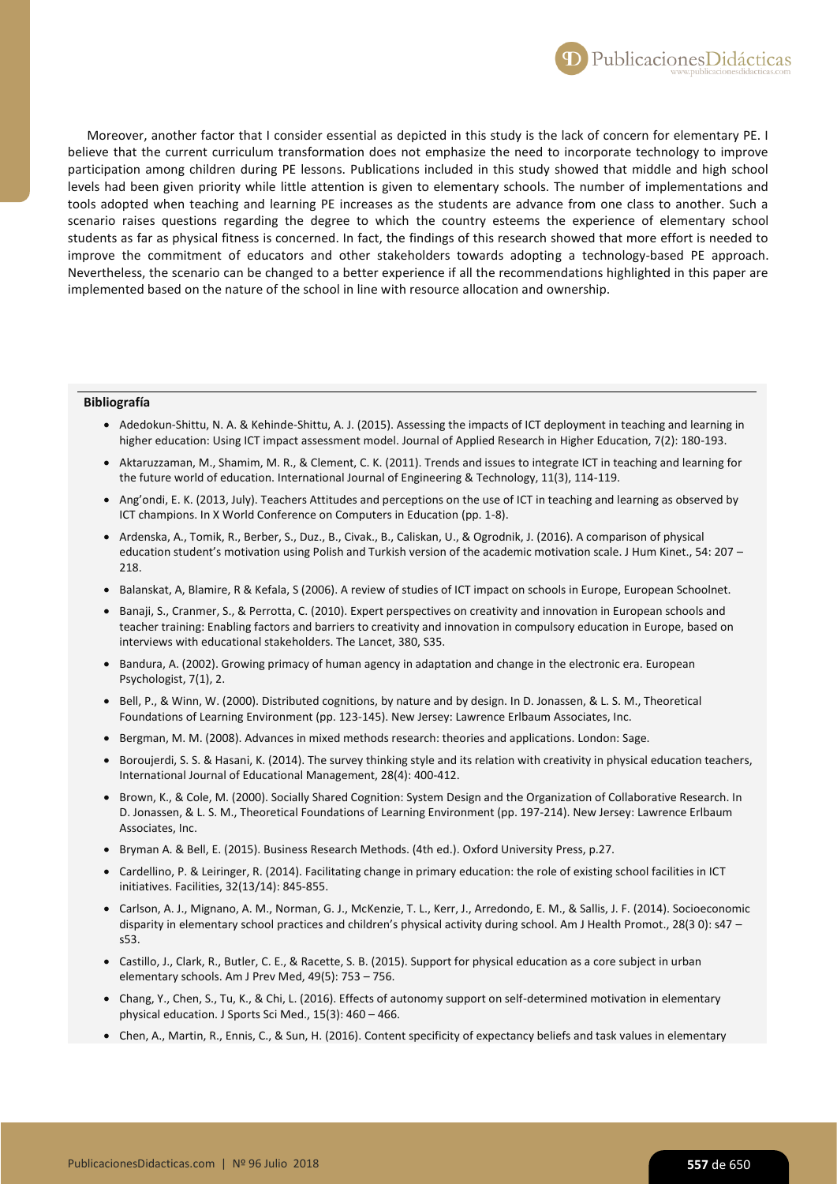Moreover, another factor that I consider essential as depicted in this study is the lack of concern for elementary PE. I believe that the current curriculum transformation does not emphasize the need to incorporate technology to improve participation among children during PE lessons. Publications included in this study showed that middle and high school levels had been given priority while little attention is given to elementary schools. The number of implementations and tools adopted when teaching and learning PE increases as the students are advance from one class to another. Such a scenario raises questions regarding the degree to which the country esteems the experience of elementary school students as far as physical fitness is concerned. In fact, the findings of this research showed that more effort is needed to improve the commitment of educators and other stakeholders towards adopting a technology-based PE approach. Nevertheless, the scenario can be changed to a better experience if all the recommendations highlighted in this paper are implemented based on the nature of the school in line with resource allocation and ownership.

**Bibliografía**

- Adedokun-Shittu, N. A. & Kehinde-Shittu, A. J. (2015). Assessing the impacts of ICT deployment in teaching and learning in higher education: Using ICT impact assessment model. Journal of Applied Research in Higher Education, 7(2): 180-193.
- Aktaruzzaman, M., Shamim, M. R., & Clement, C. K. (2011). Trends and issues to integrate ICT in teaching and learning for the future world of education. International Journal of Engineering & Technology, 11(3), 114-119.
- Ang'ondi, E. K. (2013, July). Teachers Attitudes and perceptions on the use of ICT in teaching and learning as observed by ICT champions. In X World Conference on Computers in Education (pp. 1-8).
- Ardenska, A., Tomik, R., Berber, S., Duz., B., Civak., B., Caliskan, U., & Ogrodnik, J. (2016). A comparison of physical education student's motivation using Polish and Turkish version of the academic motivation scale. J Hum Kinet., 54: 207 – 218.
- Balanskat, A, Blamire, R & Kefala, S (2006). A review of studies of ICT impact on schools in Europe, European Schoolnet.
- Banaji, S., Cranmer, S., & Perrotta, C. (2010). Expert perspectives on creativity and innovation in European schools and teacher training: Enabling factors and barriers to creativity and innovation in compulsory education in Europe, based on interviews with educational stakeholders. The Lancet, 380, S35.
- Bandura, A. (2002). Growing primacy of human agency in adaptation and change in the electronic era. European Psychologist, 7(1), 2.
- Bell, P., & Winn, W. (2000). Distributed cognitions, by nature and by design. In D. Jonassen, & L. S. M., Theoretical Foundations of Learning Environment (pp. 123-145). New Jersey: Lawrence Erlbaum Associates, Inc.
- Bergman, M. M. (2008). Advances in mixed methods research: theories and applications. London: Sage.
- Boroujerdi, S. S. & Hasani, K. (2014). The survey thinking style and its relation with creativity in physical education teachers, International Journal of Educational Management, 28(4): 400-412.
- Brown, K., & Cole, M. (2000). Socially Shared Cognition: System Design and the Organization of Collaborative Research. In D. Jonassen, & L. S. M., Theoretical Foundations of Learning Environment (pp. 197-214). New Jersey: Lawrence Erlbaum Associates, Inc.
- Bryman A. & Bell, E. (2015). Business Research Methods. (4th ed.). Oxford University Press, p.27.
- Cardellino, P. & Leiringer, R. (2014). Facilitating change in primary education: the role of existing school facilities in ICT initiatives. Facilities, 32(13/14): 845-855.
- Carlson, A. J., Mignano, A. M., Norman, G. J., McKenzie, T. L., Kerr, J., Arredondo, E. M., & Sallis, J. F. (2014). Socioeconomic disparity in elementary school practices and children's physical activity during school. Am J Health Promot., 28(3 0): s47 – s53.
- Castillo, J., Clark, R., Butler, C. E., & Racette, S. B. (2015). Support for physical education as a core subject in urban elementary schools. Am J Prev Med, 49(5): 753 – 756.
- Chang, Y., Chen, S., Tu, K., & Chi, L. (2016). Effects of autonomy support on self-determined motivation in elementary physical education. J Sports Sci Med., 15(3): 460 – 466.
- Chen, A., Martin, R., Ennis, C., & Sun, H. (2016). Content specificity of expectancy beliefs and task values in elementary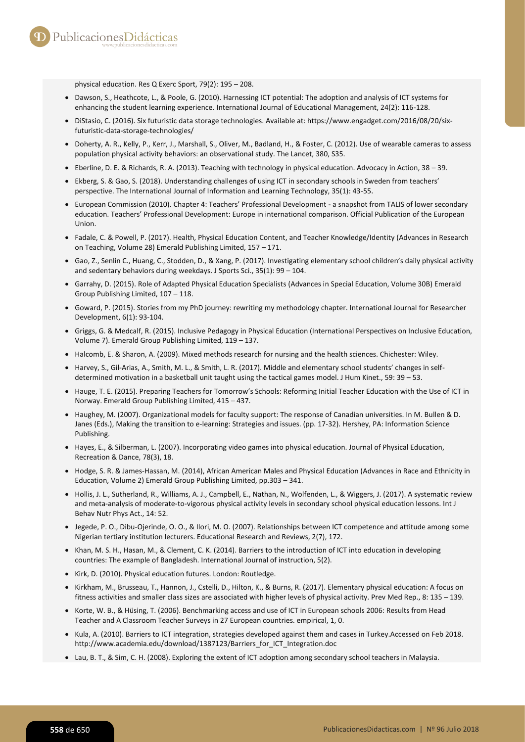physical education. Res Q Exerc Sport, 79(2): 195 – 208.

- Dawson, S., Heathcote, L., & Poole, G. (2010). Harnessing ICT potential: The adoption and analysis of ICT systems for enhancing the student learning experience. International Journal of Educational Management, 24(2): 116-128.
- DiStasio, C. (2016). Six futuristic data storage technologies. Available at: https://www.engadget.com/2016/08/20/six-futuristic-data-storage-technologies/
- Doherty, A. R., Kelly, P., Kerr, J., Marshall, S., Oliver, M., Badland, H., & Foster, C. (2012). Use of wearable cameras to assess population physical activity behaviors: an observational study. The Lancet, 380, S35.
- Eberline, D. E. & Richards, R. A. (2013). Teaching with technology in physical education. Advocacy in Action, 38 – 39.
- Ekberg, S. & Gao, S. (2018). Understanding challenges of using ICT in secondary schools in Sweden from teachers' perspective. The International Journal of Information and Learning Technology, 35(1): 43-55.
- European Commission (2010). Chapter 4: Teachers' Professional Development - a snapshot from TALIS of lower secondary education. Teachers' Professional Development: Europe in international comparison. Official Publication of the European Union.
- Fadale, C. & Powell, P. (2017). Health, Physical Education Content, and Teacher Knowledge/Identity (Advances in Research on Teaching, Volume 28) Emerald Publishing Limited, 157 – 171.
- Gao, Z., Senlin C., Huang, C., Stodden, D., & Xang, P. (2017). Investigating elementary school children's daily physical activity and sedentary behaviors during weekdays. J Sports Sci., 35(1): 99 – 104.
- Garrahy, D. (2015). Role of Adapted Physical Education Specialists (Advances in Special Education, Volume 30B) Emerald Group Publishing Limited, 107 – 118.
- Goward, P. (2015). Stories from my PhD journey: rewriting my methodology chapter. International Journal for Researcher Development, 6(1): 93-104.
- Griggs, G. & Medcalf, R. (2015). Inclusive Pedagogy in Physical Education (International Perspectives on Inclusive Education, Volume 7). Emerald Group Publishing Limited, 119 – 137.
- Halcomb, E. & Sharon, A. (2009). Mixed methods research for nursing and the health sciences. Chichester: Wiley.
- Harvey, S., Gil-Arias, A., Smith, M. L., & Smith, L. R. (2017). Middle and elementary school students' changes in self-determined motivation in a basketball unit taught using the tactical games model. J Hum Kinet., 59: 39 – 53.
- Hauge, T. E. (2015). Preparing Teachers for Tomorrow's Schools: Reforming Initial Teacher Education with the Use of ICT in Norway. Emerald Group Publishing Limited, 415 – 437.
- Haughey, M. (2007). Organizational models for faculty support: The response of Canadian universities. In M. Bullen & D. Janes (Eds.), Making the transition to e-learning: Strategies and issues. (pp. 17-32). Hershey, PA: Information Science Publishing.
- Hayes, E., & Silberman, L. (2007). Incorporating video games into physical education. Journal of Physical Education, Recreation & Dance, 78(3), 18.
- Hodge, S. R. & James-Hassan, M. (2014), African American Males and Physical Education (Advances in Race and Ethnicity in Education, Volume 2) Emerald Group Publishing Limited, pp.303 – 341.
- Hollis, J. L., Sutherland, R., Williams, A. J., Campbell, E., Nathan, N., Wolfenden, L., & Wiggers, J. (2017). A systematic review and meta-analysis of moderate-to-vigorous physical activity levels in secondary school physical education lessons. Int J Behav Nutr Phys Act., 14: 52.
- Jegede, P. O., Dibu-Ojerinde, O. O., & Ilori, M. O. (2007). Relationships between ICT competence and attitude among some Nigerian tertiary institution lecturers. Educational Research and Reviews, 2(7), 172.
- Khan, M. S. H., Hasan, M., & Clement, C. K. (2014). Barriers to the introduction of ICT into education in developing countries: The example of Bangladesh. International Journal of instruction, 5(2).
- Kirk, D. (2010). Physical education futures. London: Routledge.
- Kirkham, M., Brusseau, T., Hannon, J., Cstelli, D., Hilton, K., & Burns, R. (2017). Elementary physical education: A focus on fitness activities and smaller class sizes are associated with higher levels of physical activity. Prev Med Rep., 8: 135 – 139.
- Korte, W. B., & Hüsing, T. (2006). Benchmarking access and use of ICT in European schools 2006: Results from Head Teacher and A Classroom Teacher Surveys in 27 European countries. empirical, 1, 0.
- Kula, A. (2010). Barriers to ICT integration, strategies developed against them and cases in Turkey.Accessed on Feb 2018. http://www.academia.edu/download/1387123/Barriers_for_ICT_Integration.doc
- Lau, B. T., & Sim, C. H. (2008). Exploring the extent of ICT adoption among secondary school teachers in Malaysia.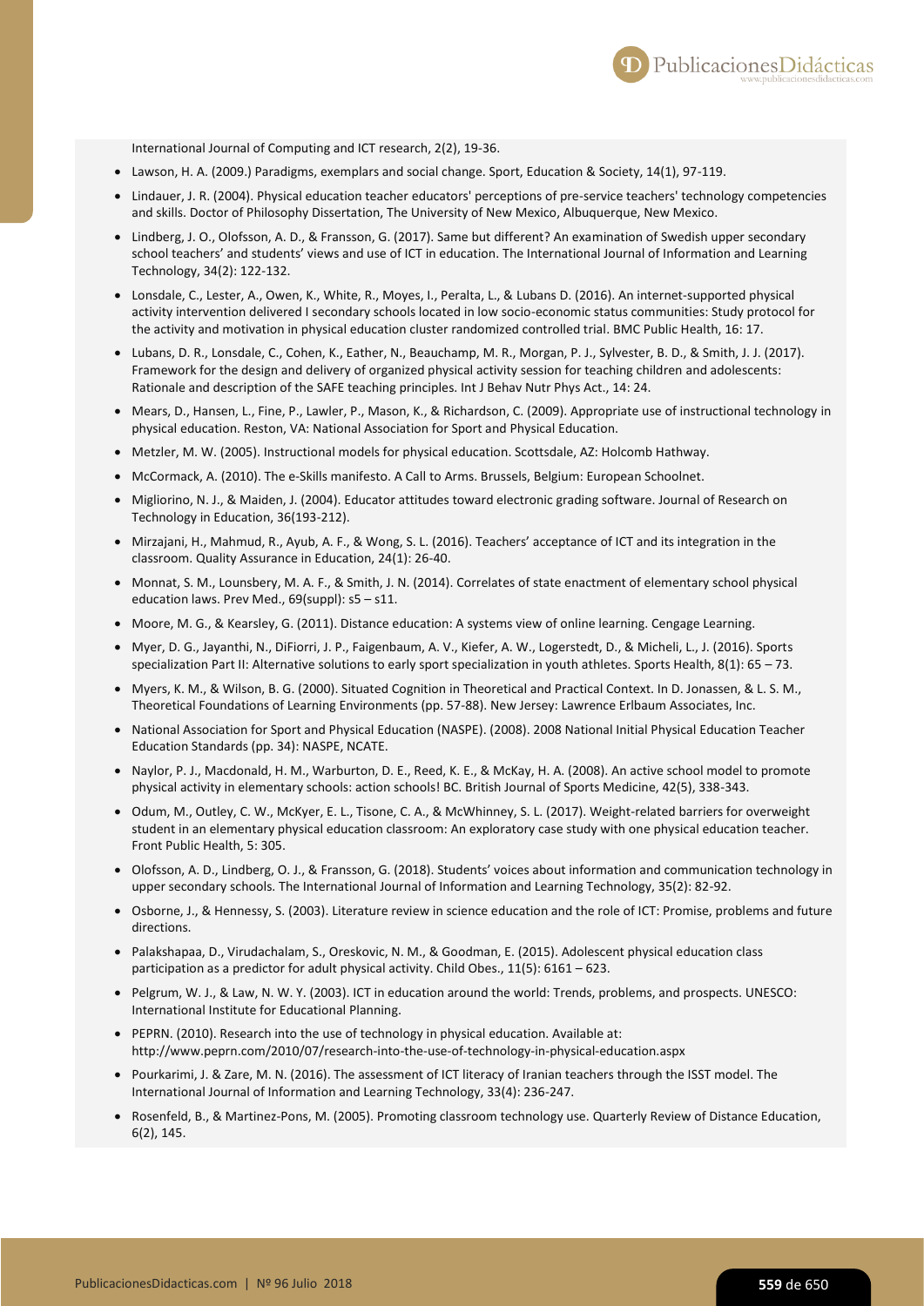International Journal of Computing and ICT research, 2(2), 19-36.

- Lawson, H. A. (2009.) Paradigms, exemplars and social change. Sport, Education & Society, 14(1), 97-119.
- Lindauer, J. R. (2004). Physical education teacher educators' perceptions of pre-service teachers' technology competencies and skills. Doctor of Philosophy Dissertation, The University of New Mexico, Albuquerque, New Mexico.
- Lindberg, J. O., Olofsson, A. D., & Fransson, G. (2017). Same but different? An examination of Swedish upper secondary school teachers' and students' views and use of ICT in education. The International Journal of Information and Learning Technology, 34(2): 122-132.
- Lonsdale, C., Lester, A., Owen, K., White, R., Moyes, I., Peralta, L., & Lubans D. (2016). An internet-supported physical activity intervention delivered I secondary schools located in low socio-economic status communities: Study protocol for the activity and motivation in physical education cluster randomized controlled trial. BMC Public Health, 16: 17.
- Lubans, D. R., Lonsdale, C., Cohen, K., Eather, N., Beauchamp, M. R., Morgan, P. J., Sylvester, B. D., & Smith, J. J. (2017). Framework for the design and delivery of organized physical activity session for teaching children and adolescents: Rationale and description of the SAFE teaching principles. Int J Behav Nutr Phys Act., 14: 24.
- Mears, D., Hansen, L., Fine, P., Lawler, P., Mason, K., & Richardson, C. (2009). Appropriate use of instructional technology in physical education. Reston, VA: National Association for Sport and Physical Education.
- Metzler, M. W. (2005). Instructional models for physical education. Scottsdale, AZ: Holcomb Hathway.
- McCormack, A. (2010). The e-Skills manifesto. A Call to Arms. Brussels, Belgium: European Schoolnet.
- Migliorino, N. J., & Maiden, J. (2004). Educator attitudes toward electronic grading software. Journal of Research on Technology in Education, 36(193-212).
- Mirzajani, H., Mahmud, R., Ayub, A. F., & Wong, S. L. (2016). Teachers' acceptance of ICT and its integration in the classroom. Quality Assurance in Education, 24(1): 26-40.
- Monnat, S. M., Lounsbery, M. A. F., & Smith, J. N. (2014). Correlates of state enactment of elementary school physical education laws. Prev Med., 69(suppl): s5 – s11.
- Moore, M. G., & Kearsley, G. (2011). Distance education: A systems view of online learning. Cengage Learning.
- Myer, D. G., Jayanthi, N., DiFiorri, J. P., Faigenbaum, A. V., Kiefer, A. W., Logerstedt, D., & Micheli, L., J. (2016). Sports specialization Part II: Alternative solutions to early sport specialization in youth athletes. Sports Health, 8(1): 65 – 73.
- Myers, K. M., & Wilson, B. G. (2000). Situated Cognition in Theoretical and Practical Context. In D. Jonassen, & L. S. M., Theoretical Foundations of Learning Environments (pp. 57-88). New Jersey: Lawrence Erlbaum Associates, Inc.
- National Association for Sport and Physical Education (NASPE). (2008). 2008 National Initial Physical Education Teacher Education Standards (pp. 34): NASPE, NCATE.
- Naylor, P. J., Macdonald, H. M., Warburton, D. E., Reed, K. E., & McKay, H. A. (2008). An active school model to promote physical activity in elementary schools: action schools! BC. British Journal of Sports Medicine, 42(5), 338-343.
- Odum, M., Outley, C. W., McKyer, E. L., Tisone, C. A., & McWhinney, S. L. (2017). Weight-related barriers for overweight student in an elementary physical education classroom: An exploratory case study with one physical education teacher. Front Public Health, 5: 305.
- Olofsson, A. D., Lindberg, O. J., & Fransson, G. (2018). Students' voices about information and communication technology in upper secondary schools. The International Journal of Information and Learning Technology, 35(2): 82-92.
- Osborne, J., & Hennessy, S. (2003). Literature review in science education and the role of ICT: Promise, problems and future directions.
- Palakshapaa, D., Virudachalam, S., Oreskovic, N. M., & Goodman, E. (2015). Adolescent physical education class participation as a predictor for adult physical activity. Child Obes., 11(5): 6161 – 623.
- Pelgrum, W. J., & Law, N. W. Y. (2003). ICT in education around the world: Trends, problems, and prospects. UNESCO: International Institute for Educational Planning.
- PEPRN. (2010). Research into the use of technology in physical education. Available at: http://www.peprn.com/2010/07/research-into-the-use-of-technology-in-physical-education.aspx
- Pourkarimi, J. & Zare, M. N. (2016). The assessment of ICT literacy of Iranian teachers through the ISST model. The International Journal of Information and Learning Technology, 33(4): 236-247.
- Rosenfeld, B., & Martinez-Pons, M. (2005). Promoting classroom technology use. Quarterly Review of Distance Education, 6(2), 145.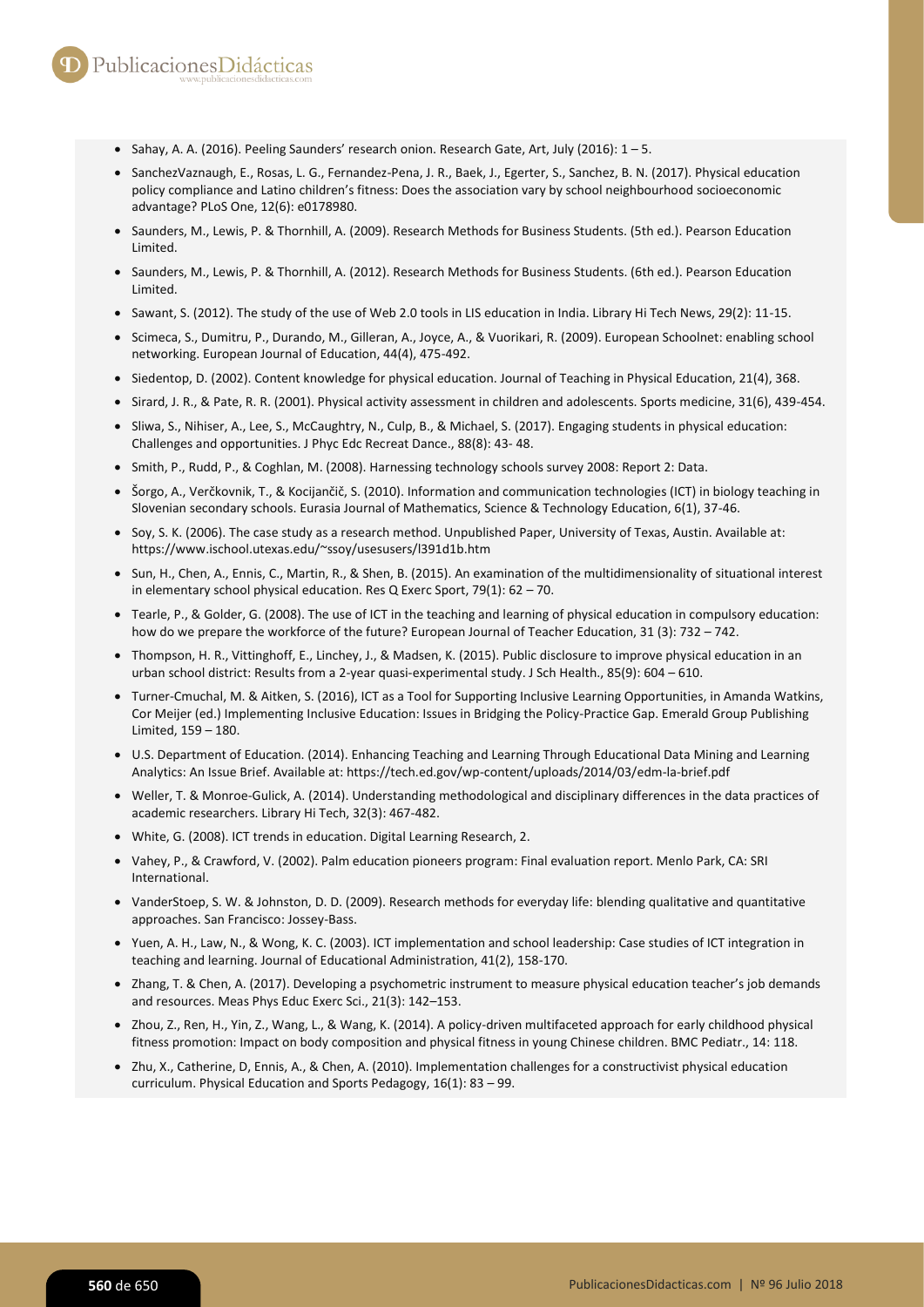- Sahay, A. A. (2016). Peeling Saunders' research onion. Research Gate, Art, July (2016): 1 – 5.
- SanchezVaznaugh, E., Rosas, L. G., Fernandez-Pena, J. R., Baek, J., Egerter, S., Sanchez, B. N. (2017). Physical education policy compliance and Latino children's fitness: Does the association vary by school neighbourhood socioeconomic advantage? PLoS One, 12(6): e0178980.
- Saunders, M., Lewis, P. & Thornhill, A. (2009). Research Methods for Business Students. (5th ed.). Pearson Education Limited.
- Saunders, M., Lewis, P. & Thornhill, A. (2012). Research Methods for Business Students. (6th ed.). Pearson Education Limited.
- Sawant, S. (2012). The study of the use of Web 2.0 tools in LIS education in India. Library Hi Tech News, 29(2): 11-15.
- Scimeca, S., Dumitru, P., Durando, M., Gilleran, A., Joyce, A., & Vuorikari, R. (2009). European Schoolnet: enabling school networking. European Journal of Education, 44(4), 475-492.
- Siedentop, D. (2002). Content knowledge for physical education. Journal of Teaching in Physical Education, 21(4), 368.
- Sirard, J. R., & Pate, R. R. (2001). Physical activity assessment in children and adolescents. Sports medicine, 31(6), 439-454.
- Sliwa, S., Nihiser, A., Lee, S., McCaughtry, N., Culp, B., & Michael, S. (2017). Engaging students in physical education: Challenges and opportunities. J Phyc Edc Recreat Dance., 88(8): 43- 48.
- Smith, P., Rudd, P., & Coghlan, M. (2008). Harnessing technology schools survey 2008: Report 2: Data.
- Šorgo, A., Verčkovnik, T., & Kocijančič, S. (2010). Information and communication technologies (ICT) in biology teaching in Slovenian secondary schools. Eurasia Journal of Mathematics, Science & Technology Education, 6(1), 37-46.
- Soy, S. K. (2006). The case study as a research method. Unpublished Paper, University of Texas, Austin. Available at: https://www.ischool.utexas.edu/~ssoy/usesusers/l391d1b.htm
- Sun, H., Chen, A., Ennis, C., Martin, R., & Shen, B. (2015). An examination of the multidimensionality of situational interest in elementary school physical education. Res Q Exerc Sport, 79(1): 62 – 70.
- Tearle, P., & Golder, G. (2008). The use of ICT in the teaching and learning of physical education in compulsory education: how do we prepare the workforce of the future? European Journal of Teacher Education, 31 (3): 732 – 742.
- Thompson, H. R., Vittinghoff, E., Linchey, J., & Madsen, K. (2015). Public disclosure to improve physical education in an urban school district: Results from a 2-year quasi-experimental study. J Sch Health., 85(9): 604 – 610.
- Turner-Cmuchal, M. & Aitken, S. (2016), ICT as a Tool for Supporting Inclusive Learning Opportunities, in Amanda Watkins, Cor Meijer (ed.) Implementing Inclusive Education: Issues in Bridging the Policy-Practice Gap. Emerald Group Publishing Limited, 159 – 180.
- U.S. Department of Education. (2014). Enhancing Teaching and Learning Through Educational Data Mining and Learning Analytics: An Issue Brief. Available at: https://tech.ed.gov/wp-content/uploads/2014/03/edm-la-brief.pdf
- Weller, T. & Monroe-Gulick, A. (2014). Understanding methodological and disciplinary differences in the data practices of academic researchers. Library Hi Tech, 32(3): 467-482.
- White, G. (2008). ICT trends in education. Digital Learning Research, 2.
- Vahey, P., & Crawford, V. (2002). Palm education pioneers program: Final evaluation report. Menlo Park, CA: SRI International.
- VanderStoep, S. W. & Johnston, D. D. (2009). Research methods for everyday life: blending qualitative and quantitative approaches. San Francisco: Jossey-Bass.
- Yuen, A. H., Law, N., & Wong, K. C. (2003). ICT implementation and school leadership: Case studies of ICT integration in teaching and learning. Journal of Educational Administration, 41(2), 158-170.
- Zhang, T. & Chen, A. (2017). Developing a psychometric instrument to measure physical education teacher's job demands and resources. Meas Phys Educ Exerc Sci., 21(3): 142–153.
- Zhou, Z., Ren, H., Yin, Z., Wang, L., & Wang, K. (2014). A policy-driven multifaceted approach for early childhood physical fitness promotion: Impact on body composition and physical fitness in young Chinese children. BMC Pediatr., 14: 118.
- Zhu, X., Catherine, D, Ennis, A., & Chen, A. (2010). Implementation challenges for a constructivist physical education curriculum. Physical Education and Sports Pedagogy, 16(1): 83 – 99.